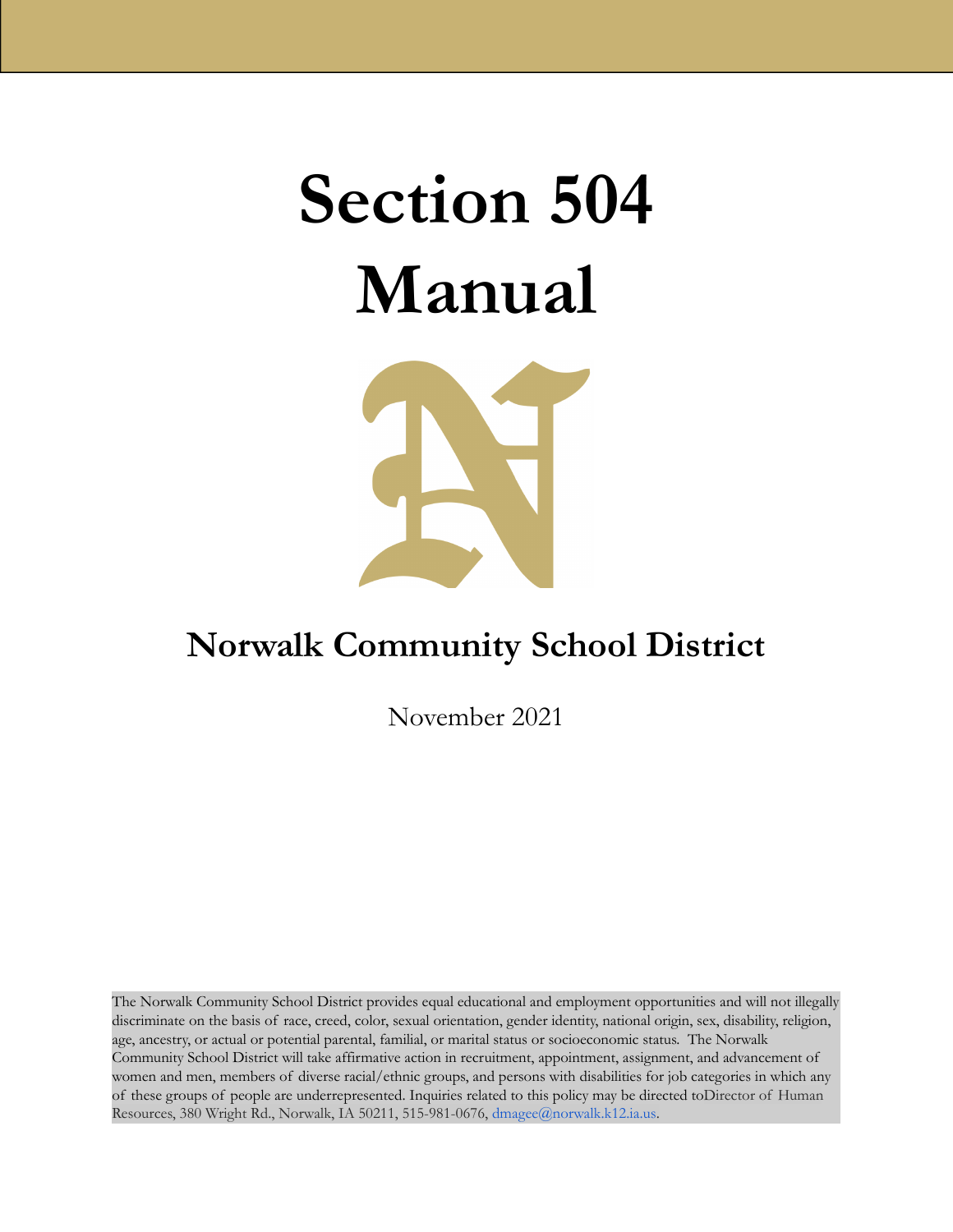# Section 504 Manual

## Norwalk Community School District

November 2021

The Norwalk Community School District provides equal educational and employment opportunities and will not illegally discriminate on the basis of race, creed, color, sexual orientation, gender identity, national origin, sex, disability, religion, age, ancestry, or actual or potential parental, familial, or marital status or socioeconomic status. The Norwalk Community School District will take affirmative action in recruitment, appointment, assignment, and advancement of women and men, members of diverse racial/ethnic groups, and persons with disabilities for job categories in which any of these groups of people are underrepresented. Inquiries related to this policy may be directed toDirector of Human Resources, 380 Wright Rd., Norwalk, IA 50211, 515-981-0676, dmagee@norwalk.k12.ia.us.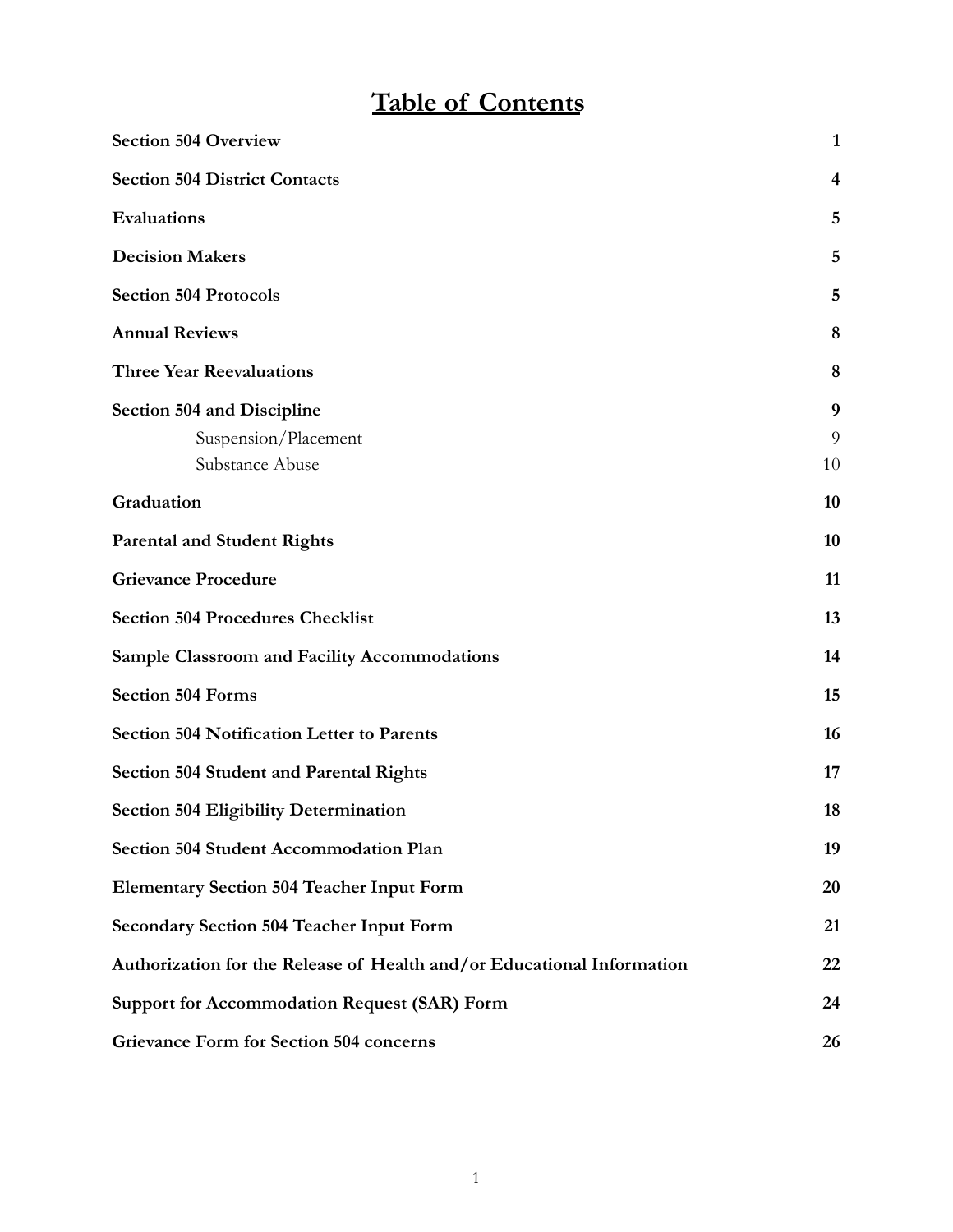# Table of Contents

| | |
|---|---|
| **Section 504 Overview** | **1** |
| **Section 504 District Contacts** | **4** |
| **Evaluations** | **5** |
| **Decision Makers** | **5** |
| **Section 504 Protocols** | **5** |
| **Annual Reviews** | **8** |
| **Three Year Reevaluations** | **8** |
| **Section 504 and Discipline** | **9** |
| Suspension/Placement | 9 |
| Substance Abuse | 10 |
| **Graduation** | **10** |
| **Parental and Student Rights** | **10** |
| **Grievance Procedure** | **11** |
| **Section 504 Procedures Checklist** | **13** |
| **Sample Classroom and Facility Accommodations** | **14** |
| **Section 504 Forms** | **15** |
| **Section 504 Notification Letter to Parents** | **16** |
| **Section 504 Student and Parental Rights** | **17** |
| **Section 504 Eligibility Determination** | **18** |
| **Section 504 Student Accommodation Plan** | **19** |
| **Elementary Section 504 Teacher Input Form** | **20** |
| **Secondary Section 504 Teacher Input Form** | **21** |
| **Authorization for the Release of Health and/or Educational Information** | **22** |
| **Support for Accommodation Request (SAR) Form** | **24** |
| **Grievance Form for Section 504 concerns** | **26** |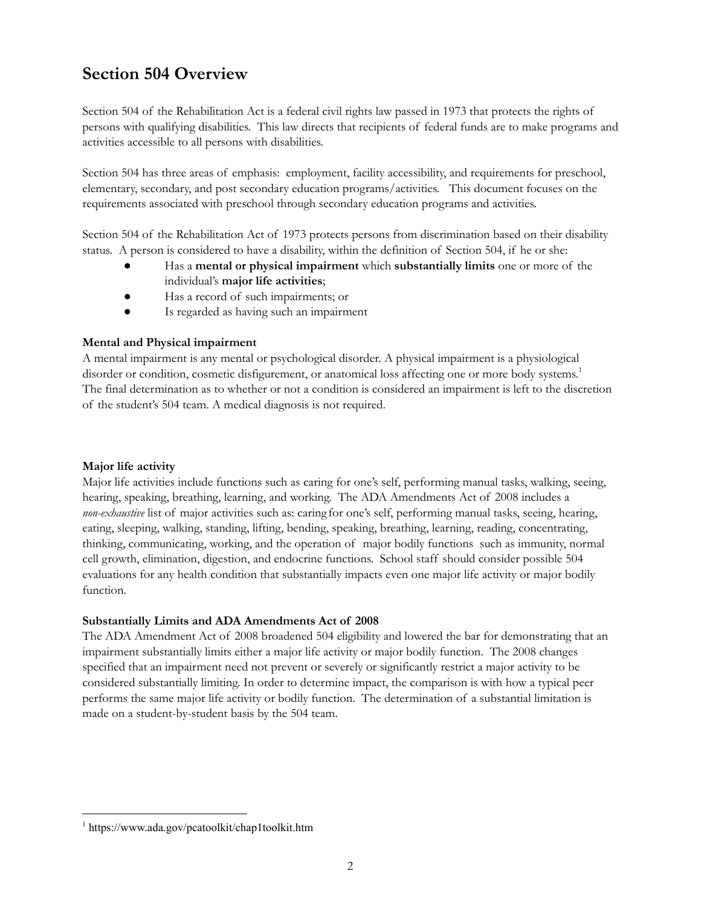## Section 504 Overview

Section 504 of the Rehabilitation Act is a federal civil rights law passed in 1973 that protects the rights of persons with qualifying disabilities. This law directs that recipients of federal funds are to make programs and activities accessible to all persons with disabilities.

Section 504 has three areas of emphasis: employment, facility accessibility, and requirements for preschool, elementary, secondary, and post secondary education programs/activities. This document focuses on the requirements associated with preschool through secondary education programs and activities.

Section 504 of the Rehabilitation Act of 1973 protects persons from discrimination based on their disability status. A person is considered to have a disability, within the definition of Section 504, if he or she:

- Has a **mental or physical impairment** which **substantially limits** one or more of the individual's **major life activities**;
- Has a record of such impairments; or
- Is regarded as having such an impairment

**Mental and Physical impairment**

A mental impairment is any mental or psychological disorder. A physical impairment is a physiological disorder or condition, cosmetic disfigurement, or anatomical loss affecting one or more body systems.[1] The final determination as to whether or not a condition is considered an impairment is left to the discretion of the student's 504 team. A medical diagnosis is not required.

**Major life activity**

Major life activities include functions such as caring for one's self, performing manual tasks, walking, seeing, hearing, speaking, breathing, learning, and working. The ADA Amendments Act of 2008 includes a *non-exhaustive* list of major activities such as: caring for one's self, performing manual tasks, seeing, hearing, eating, sleeping, walking, standing, lifting, bending, speaking, breathing, learning, reading, concentrating, thinking, communicating, working, and the operation of major bodily functions such as immunity, normal cell growth, elimination, digestion, and endocrine functions. School staff should consider possible 504 evaluations for any health condition that substantially impacts even one major life activity or major bodily function.

**Substantially Limits and ADA Amendments Act of 2008**

The ADA Amendment Act of 2008 broadened 504 eligibility and lowered the bar for demonstrating that an impairment substantially limits either a major life activity or major bodily function. The 2008 changes specified that an impairment need not prevent or severely or significantly restrict a major activity to be considered substantially limiting. In order to determine impact, the comparison is with how a typical peer performs the same major life activity or bodily function. The determination of a substantial limitation is made on a student-by-student basis by the 504 team.

[1] https://www.ada.gov/pcatoolkit/chap1toolkit.htm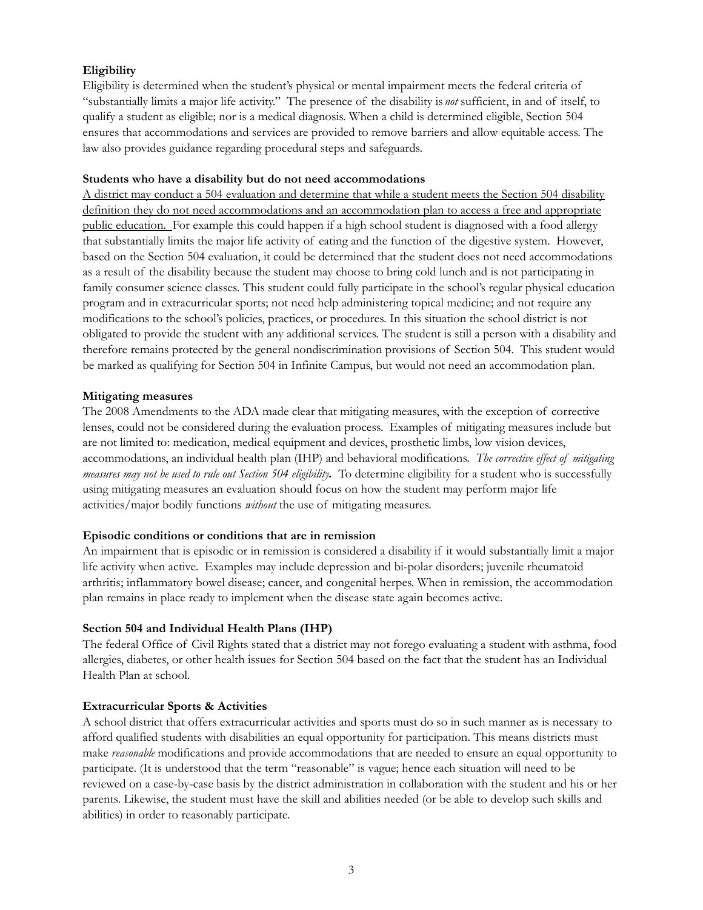**Eligibility**

Eligibility is determined when the student's physical or mental impairment meets the federal criteria of "substantially limits a major life activity." The presence of the disability is *not* sufficient, in and of itself, to qualify a student as eligible; nor is a medical diagnosis. When a child is determined eligible, Section 504 ensures that accommodations and services are provided to remove barriers and allow equitable access. The law also provides guidance regarding procedural steps and safeguards.

**Students who have a disability but do not need accommodations**

<u>A district may conduct a 504 evaluation and determine that while a student meets the Section 504 disability definition they do not need accommodations and an accommodation plan to access a free and appropriate public education.</u> For example this could happen if a high school student is diagnosed with a food allergy that substantially limits the major life activity of eating and the function of the digestive system. However, based on the Section 504 evaluation, it could be determined that the student does not need accommodations as a result of the disability because the student may choose to bring cold lunch and is not participating in family consumer science classes. This student could fully participate in the school's regular physical education program and in extracurricular sports; not need help administering topical medicine; and not require any modifications to the school's policies, practices, or procedures. In this situation the school district is not obligated to provide the student with any additional services. The student is still a person with a disability and therefore remains protected by the general nondiscrimination provisions of Section 504. This student would be marked as qualifying for Section 504 in Infinite Campus, but would not need an accommodation plan.

**Mitigating measures**

The 2008 Amendments to the ADA made clear that mitigating measures, with the exception of corrective lenses, could not be considered during the evaluation process. Examples of mitigating measures include but are not limited to: medication, medical equipment and devices, prosthetic limbs, low vision devices, accommodations, an individual health plan (IHP) and behavioral modifications. *The corrective effect of mitigating measures may not be used to rule out Section 504 eligibility.* To determine eligibility for a student who is successfully using mitigating measures an evaluation should focus on how the student may perform major life activities/major bodily functions *without* the use of mitigating measures.

**Episodic conditions or conditions that are in remission**

An impairment that is episodic or in remission is considered a disability if it would substantially limit a major life activity when active. Examples may include depression and bi-polar disorders; juvenile rheumatoid arthritis; inflammatory bowel disease; cancer, and congenital herpes. When in remission, the accommodation plan remains in place ready to implement when the disease state again becomes active.

**Section 504 and Individual Health Plans (IHP)**

The federal Office of Civil Rights stated that a district may not forego evaluating a student with asthma, food allergies, diabetes, or other health issues for Section 504 based on the fact that the student has an Individual Health Plan at school.

**Extracurricular Sports & Activities**

A school district that offers extracurricular activities and sports must do so in such manner as is necessary to afford qualified students with disabilities an equal opportunity for participation. This means districts must make *reasonable* modifications and provide accommodations that are needed to ensure an equal opportunity to participate. (It is understood that the term "reasonable" is vague; hence each situation will need to be reviewed on a case-by-case basis by the district administration in collaboration with the student and his or her parents. Likewise, the student must have the skill and abilities needed (or be able to develop such skills and abilities) in order to reasonably participate.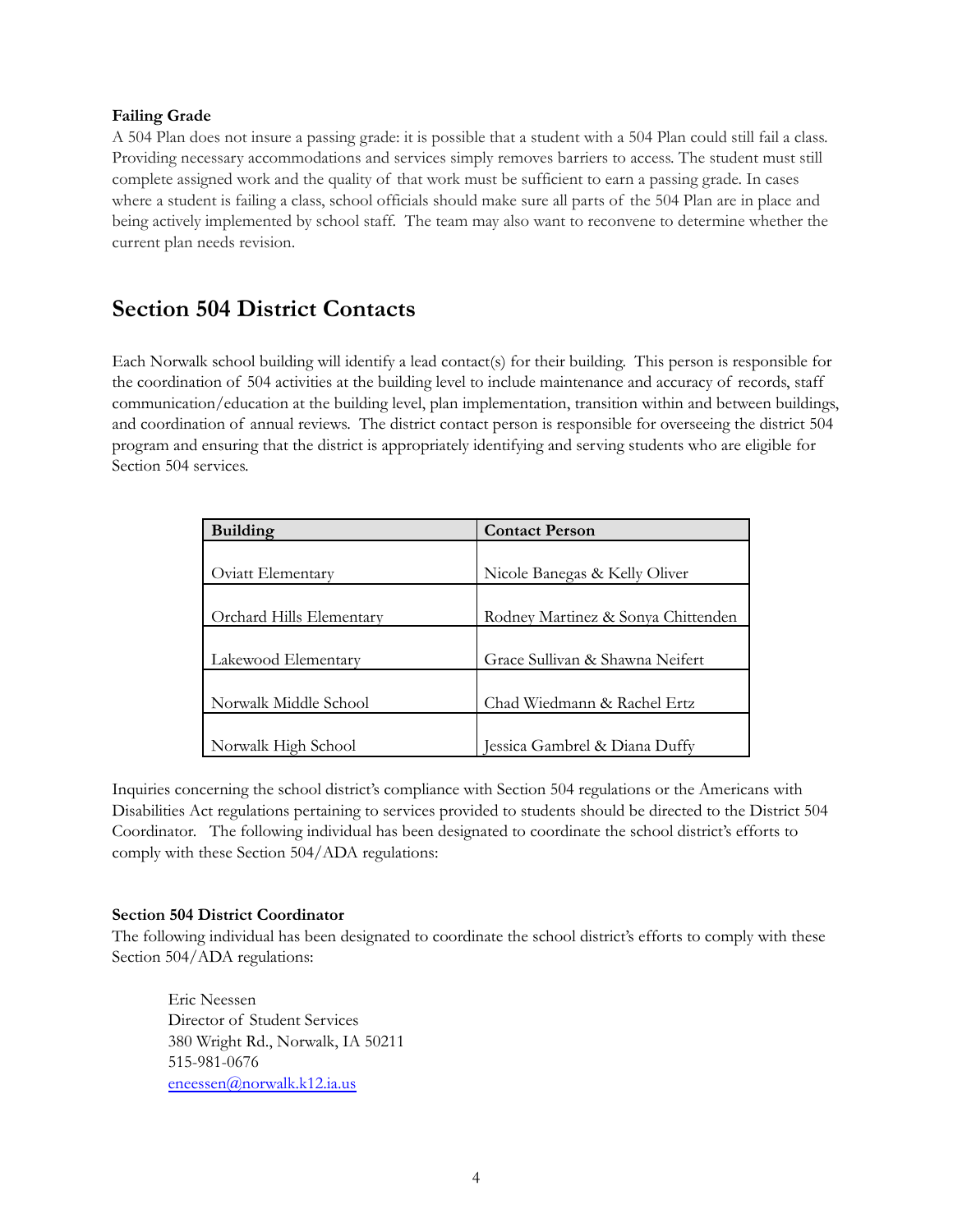**Failing Grade**

A 504 Plan does not insure a passing grade: it is possible that a student with a 504 Plan could still fail a class. Providing necessary accommodations and services simply removes barriers to access. The student must still complete assigned work and the quality of that work must be sufficient to earn a passing grade. In cases where a student is failing a class, school officials should make sure all parts of the 504 Plan are in place and being actively implemented by school staff. The team may also want to reconvene to determine whether the current plan needs revision.

## Section 504 District Contacts

Each Norwalk school building will identify a lead contact(s) for their building. This person is responsible for the coordination of 504 activities at the building level to include maintenance and accuracy of records, staff communication/education at the building level, plan implementation, transition within and between buildings, and coordination of annual reviews. The district contact person is responsible for overseeing the district 504 program and ensuring that the district is appropriately identifying and serving students who are eligible for Section 504 services.

| Building | Contact Person |
|---|---|
| Oviatt Elementary | Nicole Banegas & Kelly Oliver |
| Orchard Hills Elementary | Rodney Martinez & Sonya Chittenden |
| Lakewood Elementary | Grace Sullivan & Shawna Neifert |
| Norwalk Middle School | Chad Wiedmann & Rachel Ertz |
| Norwalk High School | Jessica Gambrel & Diana Duffy |

Inquiries concerning the school district's compliance with Section 504 regulations or the Americans with Disabilities Act regulations pertaining to services provided to students should be directed to the District 504 Coordinator. The following individual has been designated to coordinate the school district's efforts to comply with these Section 504/ADA regulations:

**Section 504 District Coordinator**

The following individual has been designated to coordinate the school district's efforts to comply with these Section 504/ADA regulations:

Eric Neessen
Director of Student Services
380 Wright Rd., Norwalk, IA 50211
515-981-0676
eneessen@norwalk.k12.ia.us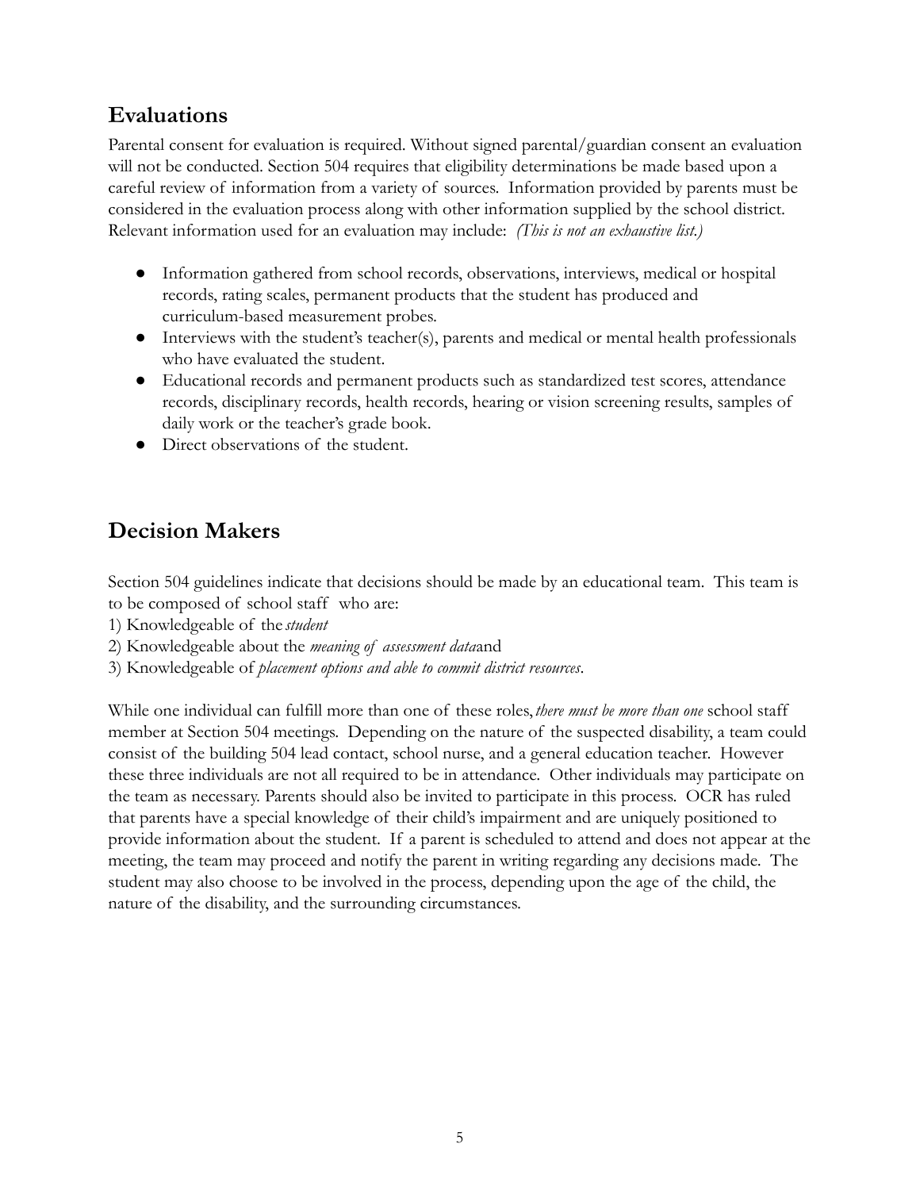## Evaluations

Parental consent for evaluation is required. Without signed parental/guardian consent an evaluation will not be conducted. Section 504 requires that eligibility determinations be made based upon a careful review of information from a variety of sources. Information provided by parents must be considered in the evaluation process along with other information supplied by the school district. Relevant information used for an evaluation may include: *(This is not an exhaustive list.)*

- Information gathered from school records, observations, interviews, medical or hospital records, rating scales, permanent products that the student has produced and curriculum-based measurement probes.
- Interviews with the student's teacher(s), parents and medical or mental health professionals who have evaluated the student.
- Educational records and permanent products such as standardized test scores, attendance records, disciplinary records, health records, hearing or vision screening results, samples of daily work or the teacher's grade book.
- Direct observations of the student.

## Decision Makers

Section 504 guidelines indicate that decisions should be made by an educational team. This team is to be composed of school staff who are:

1) Knowledgeable of the *student*
2) Knowledgeable about the *meaning of assessment data* and
3) Knowledgeable of *placement options and able to commit district resources*.

While one individual can fulfill more than one of these roles, *there must be more than one* school staff member at Section 504 meetings. Depending on the nature of the suspected disability, a team could consist of the building 504 lead contact, school nurse, and a general education teacher. However these three individuals are not all required to be in attendance. Other individuals may participate on the team as necessary. Parents should also be invited to participate in this process. OCR has ruled that parents have a special knowledge of their child's impairment and are uniquely positioned to provide information about the student. If a parent is scheduled to attend and does not appear at the meeting, the team may proceed and notify the parent in writing regarding any decisions made. The student may also choose to be involved in the process, depending upon the age of the child, the nature of the disability, and the surrounding circumstances.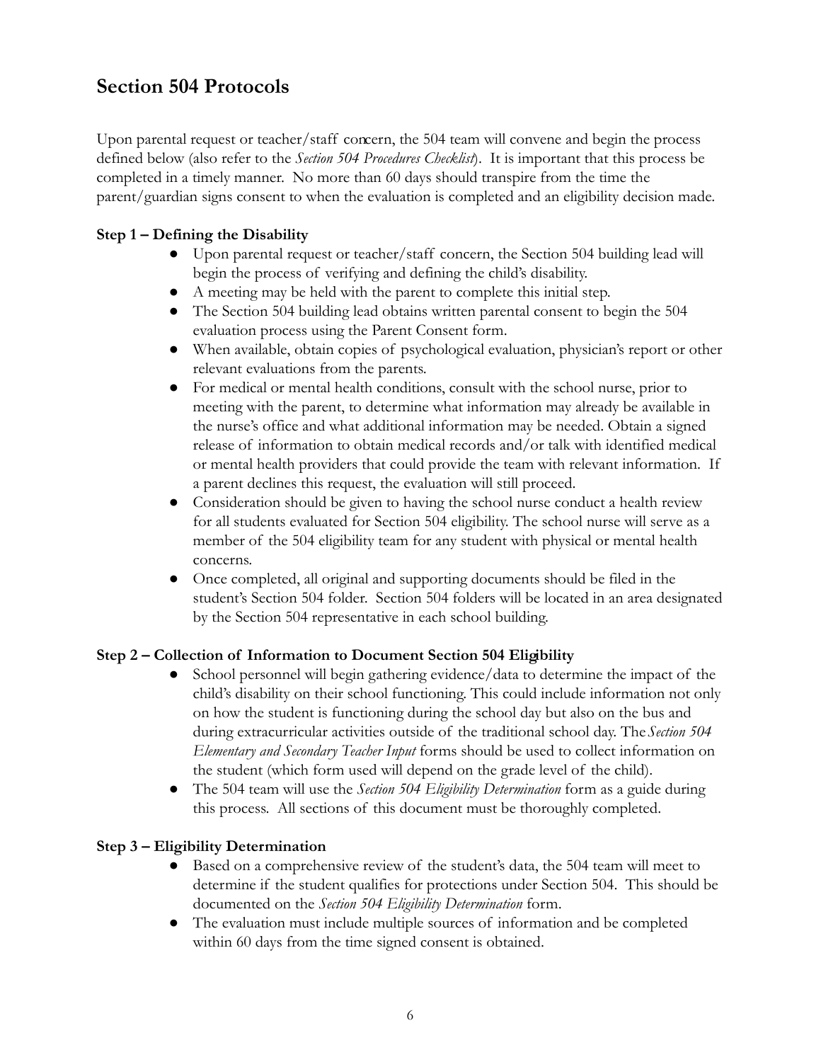## Section 504 Protocols

Upon parental request or teacher/staff concern, the 504 team will convene and begin the process defined below (also refer to the *Section 504 Procedures Checklist*). It is important that this process be completed in a timely manner. No more than 60 days should transpire from the time the parent/guardian signs consent to when the evaluation is completed and an eligibility decision made.

**Step 1 – Defining the Disability**

- Upon parental request or teacher/staff concern, the Section 504 building lead will begin the process of verifying and defining the child's disability.
- A meeting may be held with the parent to complete this initial step.
- The Section 504 building lead obtains written parental consent to begin the 504 evaluation process using the Parent Consent form.
- When available, obtain copies of psychological evaluation, physician's report or other relevant evaluations from the parents.
- For medical or mental health conditions, consult with the school nurse, prior to meeting with the parent, to determine what information may already be available in the nurse's office and what additional information may be needed. Obtain a signed release of information to obtain medical records and/or talk with identified medical or mental health providers that could provide the team with relevant information. If a parent declines this request, the evaluation will still proceed.
- Consideration should be given to having the school nurse conduct a health review for all students evaluated for Section 504 eligibility. The school nurse will serve as a member of the 504 eligibility team for any student with physical or mental health concerns.
- Once completed, all original and supporting documents should be filed in the student's Section 504 folder. Section 504 folders will be located in an area designated by the Section 504 representative in each school building.

**Step 2 – Collection of Information to Document Section 504 Eligibility**

- School personnel will begin gathering evidence/data to determine the impact of the child's disability on their school functioning. This could include information not only on how the student is functioning during the school day but also on the bus and during extracurricular activities outside of the traditional school day. The *Section 504 Elementary and Secondary Teacher Input* forms should be used to collect information on the student (which form used will depend on the grade level of the child).
- The 504 team will use the *Section 504 Eligibility Determination* form as a guide during this process. All sections of this document must be thoroughly completed.

**Step 3 – Eligibility Determination**

- Based on a comprehensive review of the student's data, the 504 team will meet to determine if the student qualifies for protections under Section 504. This should be documented on the *Section 504 Eligibility Determination* form.
- The evaluation must include multiple sources of information and be completed within 60 days from the time signed consent is obtained.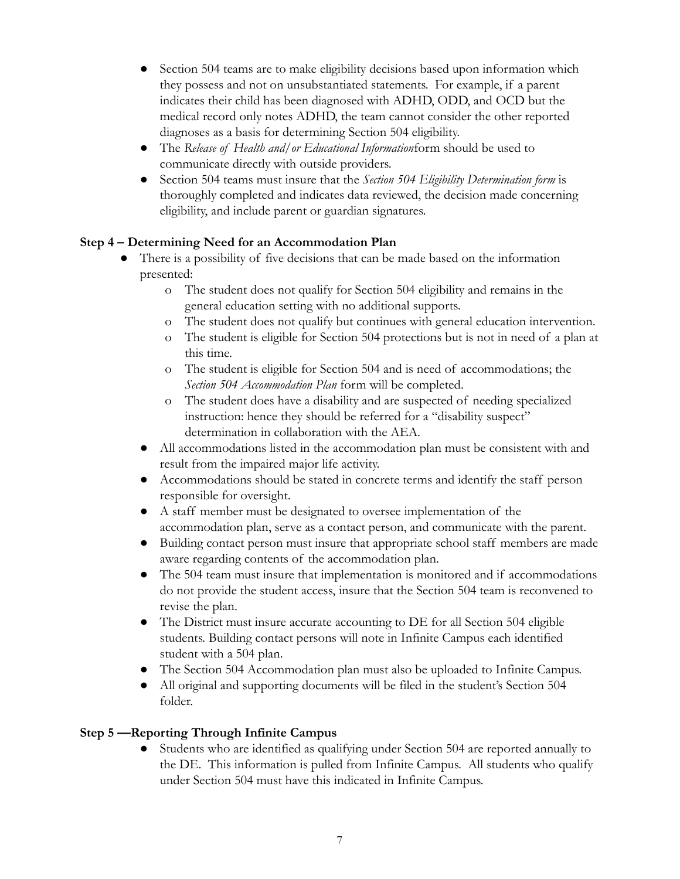- Section 504 teams are to make eligibility decisions based upon information which they possess and not on unsubstantiated statements. For example, if a parent indicates their child has been diagnosed with ADHD, ODD, and OCD but the medical record only notes ADHD, the team cannot consider the other reported diagnoses as a basis for determining Section 504 eligibility.
- The *Release of Health and/or Educational Information*form should be used to communicate directly with outside providers.
- Section 504 teams must insure that the *Section 504 Eligibility Determination form* is thoroughly completed and indicates data reviewed, the decision made concerning eligibility, and include parent or guardian signatures.

**Step 4 – Determining Need for an Accommodation Plan**

- There is a possibility of five decisions that can be made based on the information presented:
  - The student does not qualify for Section 504 eligibility and remains in the general education setting with no additional supports.
  - The student does not qualify but continues with general education intervention.
  - The student is eligible for Section 504 protections but is not in need of a plan at this time.
  - The student is eligible for Section 504 and is need of accommodations; the *Section 504 Accommodation Plan* form will be completed.
  - The student does have a disability and are suspected of needing specialized instruction: hence they should be referred for a "disability suspect" determination in collaboration with the AEA.
- All accommodations listed in the accommodation plan must be consistent with and result from the impaired major life activity.
- Accommodations should be stated in concrete terms and identify the staff person responsible for oversight.
- A staff member must be designated to oversee implementation of the accommodation plan, serve as a contact person, and communicate with the parent.
- Building contact person must insure that appropriate school staff members are made aware regarding contents of the accommodation plan.
- The 504 team must insure that implementation is monitored and if accommodations do not provide the student access, insure that the Section 504 team is reconvened to revise the plan.
- The District must insure accurate accounting to DE for all Section 504 eligible students. Building contact persons will note in Infinite Campus each identified student with a 504 plan.
- The Section 504 Accommodation plan must also be uploaded to Infinite Campus.
- All original and supporting documents will be filed in the student's Section 504 folder.

**Step 5 —Reporting Through Infinite Campus**

- Students who are identified as qualifying under Section 504 are reported annually to the DE. This information is pulled from Infinite Campus. All students who qualify under Section 504 must have this indicated in Infinite Campus.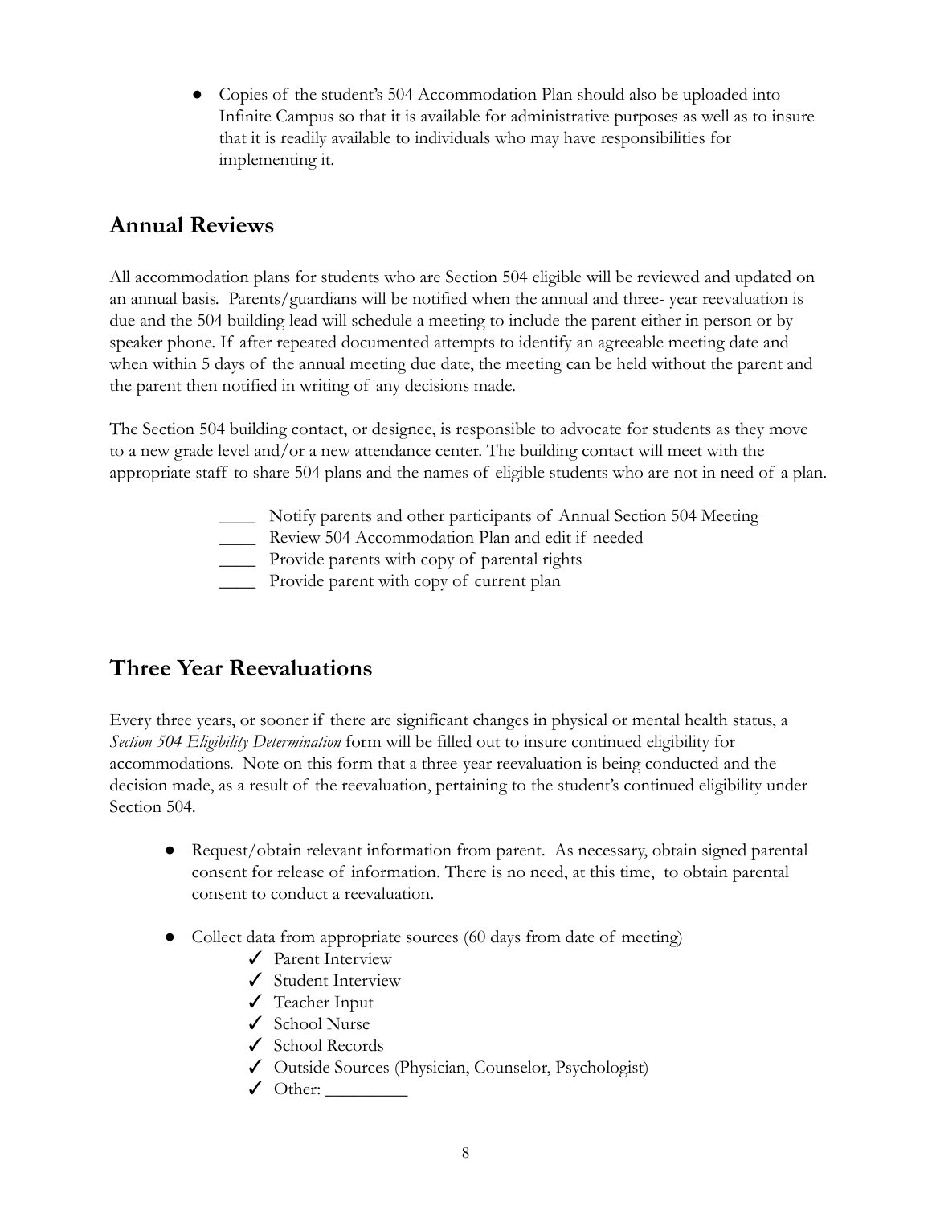- Copies of the student's 504 Accommodation Plan should also be uploaded into Infinite Campus so that it is available for administrative purposes as well as to insure that it is readily available to individuals who may have responsibilities for implementing it.

## Annual Reviews

All accommodation plans for students who are Section 504 eligible will be reviewed and updated on an annual basis. Parents/guardians will be notified when the annual and three- year reevaluation is due and the 504 building lead will schedule a meeting to include the parent either in person or by speaker phone. If after repeated documented attempts to identify an agreeable meeting date and when within 5 days of the annual meeting due date, the meeting can be held without the parent and the parent then notified in writing of any decisions made.

The Section 504 building contact, or designee, is responsible to advocate for students as they move to a new grade level and/or a new attendance center. The building contact will meet with the appropriate staff to share 504 plans and the names of eligible students who are not in need of a plan.

____ Notify parents and other participants of Annual Section 504 Meeting
____ Review 504 Accommodation Plan and edit if needed
____ Provide parents with copy of parental rights
____ Provide parent with copy of current plan

## Three Year Reevaluations

Every three years, or sooner if there are significant changes in physical or mental health status, a *Section 504 Eligibility Determination* form will be filled out to insure continued eligibility for accommodations. Note on this form that a three-year reevaluation is being conducted and the decision made, as a result of the reevaluation, pertaining to the student's continued eligibility under Section 504.

- Request/obtain relevant information from parent. As necessary, obtain signed parental consent for release of information. There is no need, at this time, to obtain parental consent to conduct a reevaluation.

- Collect data from appropriate sources (60 days from date of meeting)
  - ✓ Parent Interview
  - ✓ Student Interview
  - ✓ Teacher Input
  - ✓ School Nurse
  - ✓ School Records
  - ✓ Outside Sources (Physician, Counselor, Psychologist)
  - ✓ Other: _________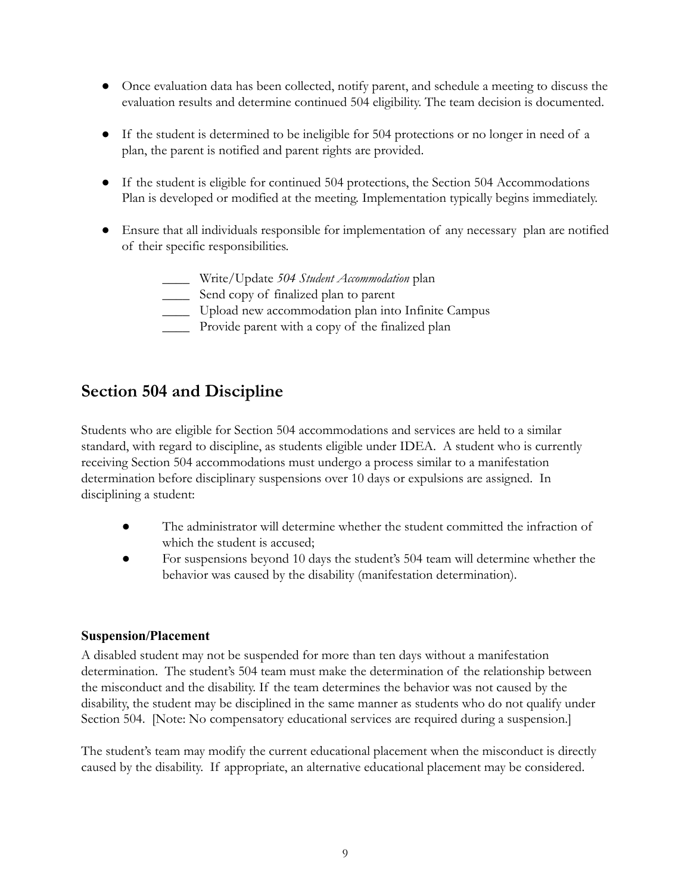- Once evaluation data has been collected, notify parent, and schedule a meeting to discuss the evaluation results and determine continued 504 eligibility. The team decision is documented.
- If the student is determined to be ineligible for 504 protections or no longer in need of a plan, the parent is notified and parent rights are provided.
- If the student is eligible for continued 504 protections, the Section 504 Accommodations Plan is developed or modified at the meeting. Implementation typically begins immediately.
- Ensure that all individuals responsible for implementation of any necessary plan are notified of their specific responsibilities.

  ____ Write/Update *504 Student Accommodation* plan
  ____ Send copy of finalized plan to parent
  ____ Upload new accommodation plan into Infinite Campus
  ____ Provide parent with a copy of the finalized plan

## Section 504 and Discipline

Students who are eligible for Section 504 accommodations and services are held to a similar standard, with regard to discipline, as students eligible under IDEA. A student who is currently receiving Section 504 accommodations must undergo a process similar to a manifestation determination before disciplinary suspensions over 10 days or expulsions are assigned. In disciplining a student:

- The administrator will determine whether the student committed the infraction of which the student is accused;
- For suspensions beyond 10 days the student's 504 team will determine whether the behavior was caused by the disability (manifestation determination).

### Suspension/Placement

A disabled student may not be suspended for more than ten days without a manifestation determination. The student's 504 team must make the determination of the relationship between the misconduct and the disability. If the team determines the behavior was not caused by the disability, the student may be disciplined in the same manner as students who do not qualify under Section 504. [Note: No compensatory educational services are required during a suspension.]

The student's team may modify the current educational placement when the misconduct is directly caused by the disability. If appropriate, an alternative educational placement may be considered.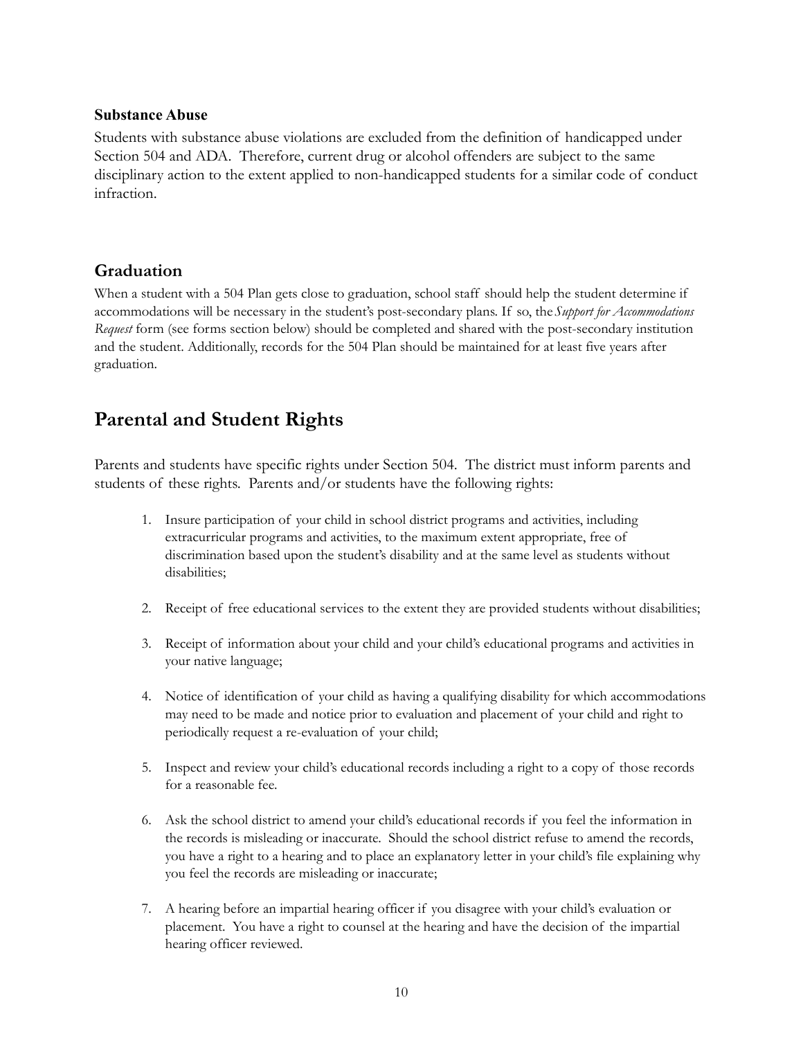### Substance Abuse

Students with substance abuse violations are excluded from the definition of handicapped under Section 504 and ADA. Therefore, current drug or alcohol offenders are subject to the same disciplinary action to the extent applied to non-handicapped students for a similar code of conduct infraction.

## Graduation

When a student with a 504 Plan gets close to graduation, school staff should help the student determine if accommodations will be necessary in the student's post-secondary plans. If so, the *Support for Accommodations Request* form (see forms section below) should be completed and shared with the post-secondary institution and the student. Additionally, records for the 504 Plan should be maintained for at least five years after graduation.

# Parental and Student Rights

Parents and students have specific rights under Section 504. The district must inform parents and students of these rights. Parents and/or students have the following rights:

1. Insure participation of your child in school district programs and activities, including extracurricular programs and activities, to the maximum extent appropriate, free of discrimination based upon the student's disability and at the same level as students without disabilities;

2. Receipt of free educational services to the extent they are provided students without disabilities;

3. Receipt of information about your child and your child's educational programs and activities in your native language;

4. Notice of identification of your child as having a qualifying disability for which accommodations may need to be made and notice prior to evaluation and placement of your child and right to periodically request a re-evaluation of your child;

5. Inspect and review your child's educational records including a right to a copy of those records for a reasonable fee.

6. Ask the school district to amend your child's educational records if you feel the information in the records is misleading or inaccurate. Should the school district refuse to amend the records, you have a right to a hearing and to place an explanatory letter in your child's file explaining why you feel the records are misleading or inaccurate;

7. A hearing before an impartial hearing officer if you disagree with your child's evaluation or placement. You have a right to counsel at the hearing and have the decision of the impartial hearing officer reviewed.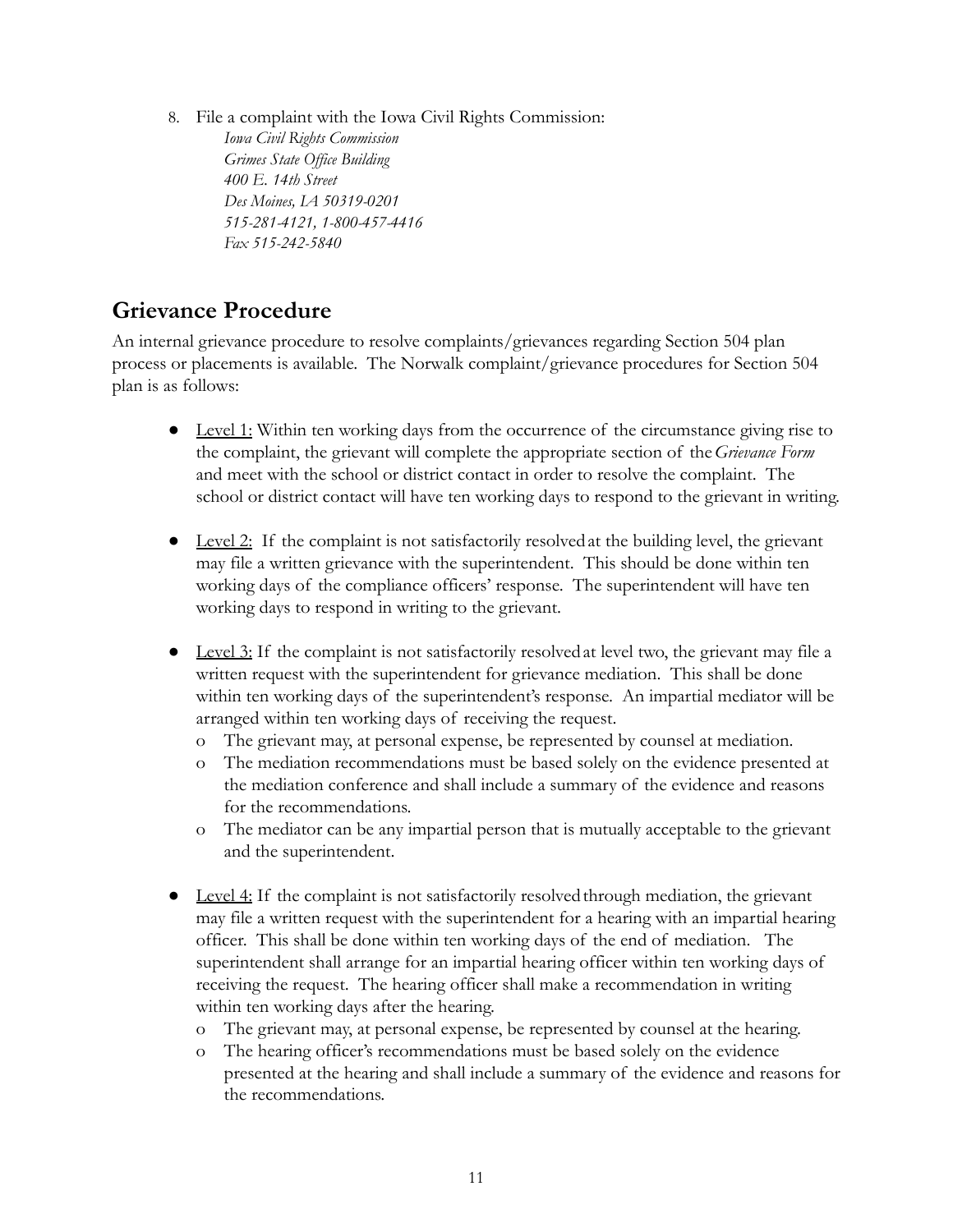8. File a complaint with the Iowa Civil Rights Commission:
   *Iowa Civil Rights Commission*
   *Grimes State Office Building*
   *400 E. 14th Street*
   *Des Moines, IA 50319-0201*
   *515-281-4121, 1-800-457-4416*
   *Fax 515-242-5840*

## Grievance Procedure

An internal grievance procedure to resolve complaints/grievances regarding Section 504 plan process or placements is available. The Norwalk complaint/grievance procedures for Section 504 plan is as follows:

- <u>Level 1:</u> Within ten working days from the occurrence of the circumstance giving rise to the complaint, the grievant will complete the appropriate section of the *Grievance Form* and meet with the school or district contact in order to resolve the complaint. The school or district contact will have ten working days to respond to the grievant in writing.

- <u>Level 2:</u> If the complaint is not satisfactorily resolved at the building level, the grievant may file a written grievance with the superintendent. This should be done within ten working days of the compliance officers' response. The superintendent will have ten working days to respond in writing to the grievant.

- <u>Level 3:</u> If the complaint is not satisfactorily resolved at level two, the grievant may file a written request with the superintendent for grievance mediation. This shall be done within ten working days of the superintendent's response. An impartial mediator will be arranged within ten working days of receiving the request.
  - The grievant may, at personal expense, be represented by counsel at mediation.
  - The mediation recommendations must be based solely on the evidence presented at the mediation conference and shall include a summary of the evidence and reasons for the recommendations.
  - The mediator can be any impartial person that is mutually acceptable to the grievant and the superintendent.

- <u>Level 4:</u> If the complaint is not satisfactorily resolved through mediation, the grievant may file a written request with the superintendent for a hearing with an impartial hearing officer. This shall be done within ten working days of the end of mediation. The superintendent shall arrange for an impartial hearing officer within ten working days of receiving the request. The hearing officer shall make a recommendation in writing within ten working days after the hearing.
  - The grievant may, at personal expense, be represented by counsel at the hearing.
  - The hearing officer's recommendations must be based solely on the evidence presented at the hearing and shall include a summary of the evidence and reasons for the recommendations.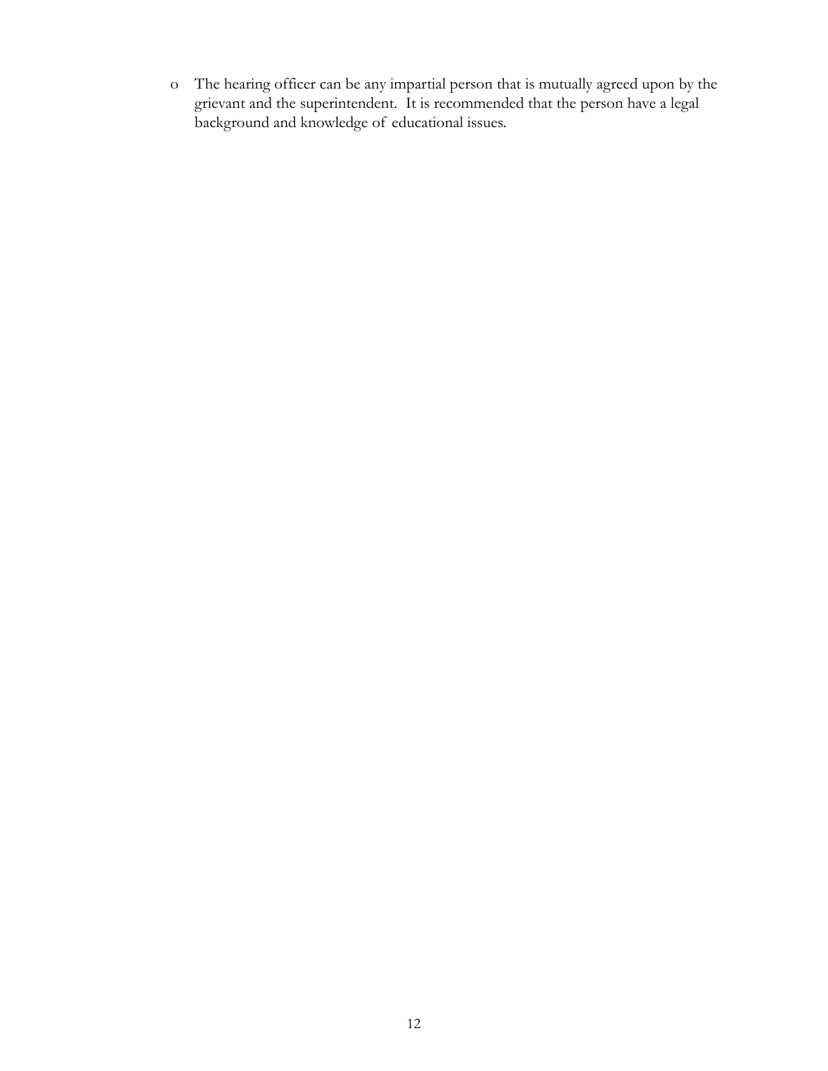- The hearing officer can be any impartial person that is mutually agreed upon by the grievant and the superintendent. It is recommended that the person have a legal background and knowledge of educational issues.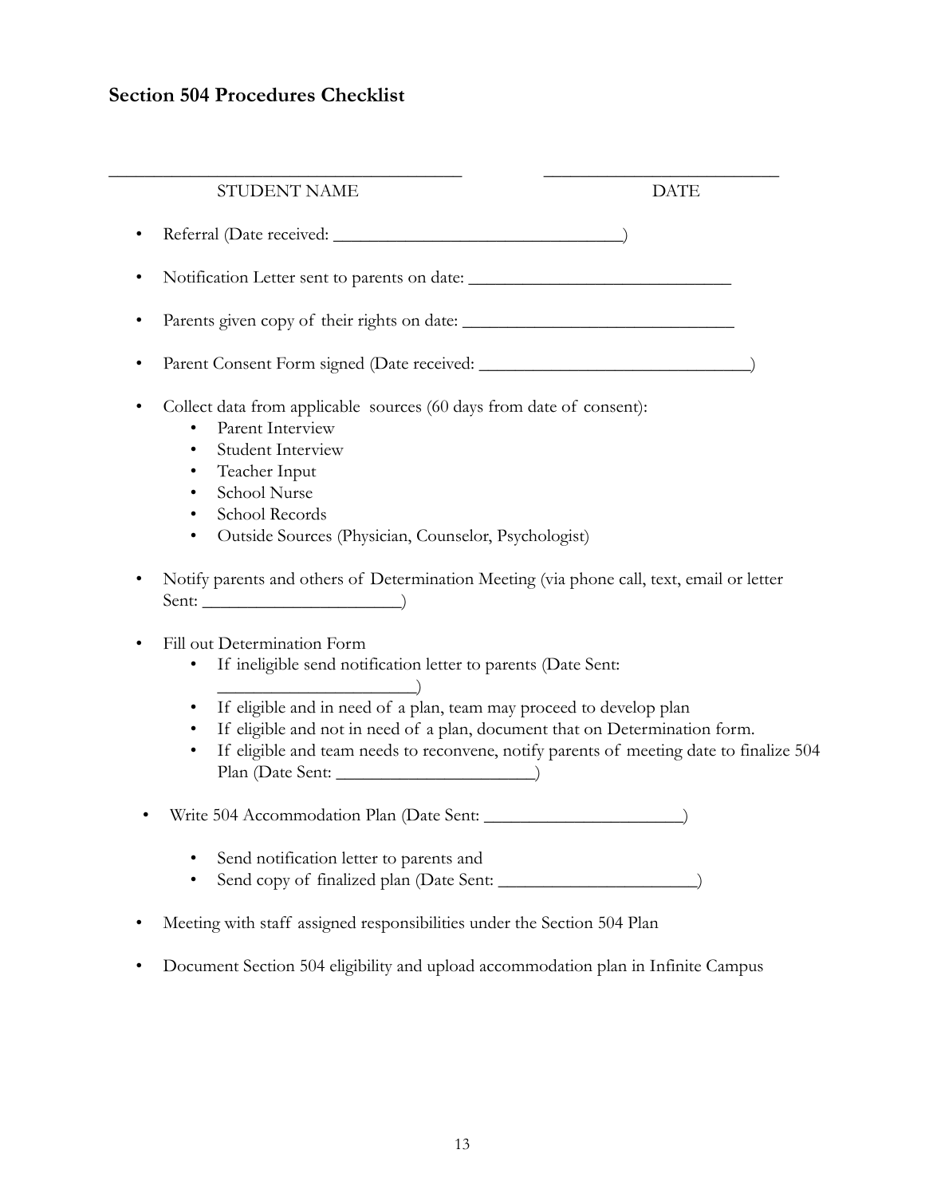## Section 504 Procedures Checklist

_______________________________________ __________________________

STUDENT NAME DATE

- Referral (Date received: _______________________________)
- Notification Letter sent to parents on date: ____________________________
- Parents given copy of their rights on date: ______________________________
- Parent Consent Form signed (Date received: ______________________________)
- Collect data from applicable sources (60 days from date of consent):
  - Parent Interview
  - Student Interview
  - Teacher Input
  - School Nurse
  - School Records
  - Outside Sources (Physician, Counselor, Psychologist)
- Notify parents and others of Determination Meeting (via phone call, text, email or letter Sent: _____________________)
- Fill out Determination Form
  - If ineligible send notification letter to parents (Date Sent: _____________________)
  - If eligible and in need of a plan, team may proceed to develop plan
  - If eligible and not in need of a plan, document that on Determination form.
  - If eligible and team needs to reconvene, notify parents of meeting date to finalize 504 Plan (Date Sent: _____________________)
- Write 504 Accommodation Plan (Date Sent: _____________________)
  - Send notification letter to parents and
  - Send copy of finalized plan (Date Sent: _____________________)
- Meeting with staff assigned responsibilities under the Section 504 Plan
- Document Section 504 eligibility and upload accommodation plan in Infinite Campus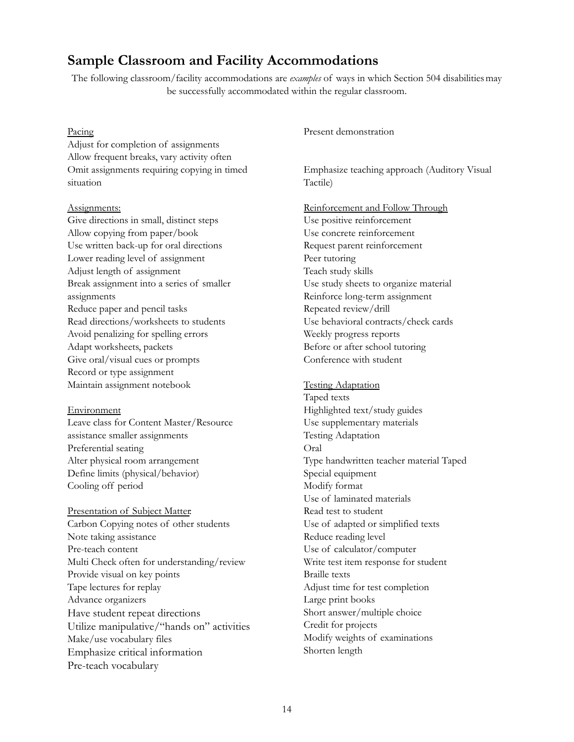# Sample Classroom and Facility Accommodations

The following classroom/facility accommodations are *examples* of ways in which Section 504 disabilities may be successfully accommodated within the regular classroom.

Pacing

Adjust for completion of assignments
Allow frequent breaks, vary activity often
Omit assignments requiring copying in timed situation

Assignments:

Give directions in small, distinct steps
Allow copying from paper/book
Use written back-up for oral directions
Lower reading level of assignment
Adjust length of assignment
Break assignment into a series of smaller assignments
Reduce paper and pencil tasks
Read directions/worksheets to students
Avoid penalizing for spelling errors
Adapt worksheets, packets
Give oral/visual cues or prompts
Record or type assignment
Maintain assignment notebook

Environment

Leave class for Content Master/Resource assistance smaller assignments
Preferential seating
Alter physical room arrangement
Define limits (physical/behavior)
Cooling off period

Presentation of Subject Matter:

Carbon Copying notes of other students
Note taking assistance
Pre-teach content
Multi Check often for understanding/review
Provide visual on key points
Tape lectures for replay
Advance organizers
Have student repeat directions
Utilize manipulative/"hands on" activities
Make/use vocabulary files
Emphasize critical information
Pre-teach vocabulary
Present demonstration

Emphasize teaching approach (Auditory Visual Tactile)

Reinforcement and Follow Through

Use positive reinforcement
Use concrete reinforcement
Request parent reinforcement
Peer tutoring
Teach study skills
Use study sheets to organize material
Reinforce long-term assignment
Repeated review/drill
Use behavioral contracts/check cards
Weekly progress reports
Before or after school tutoring
Conference with student

Testing Adaptation

Taped texts
Highlighted text/study guides
Use supplementary materials
Testing Adaptation
Oral
Type handwritten teacher material Taped
Special equipment
Modify format
Use of laminated materials
Read test to student
Use of adapted or simplified texts
Reduce reading level
Use of calculator/computer
Write test item response for student
Braille texts
Adjust time for test completion
Large print books
Short answer/multiple choice
Credit for projects
Modify weights of examinations
Shorten length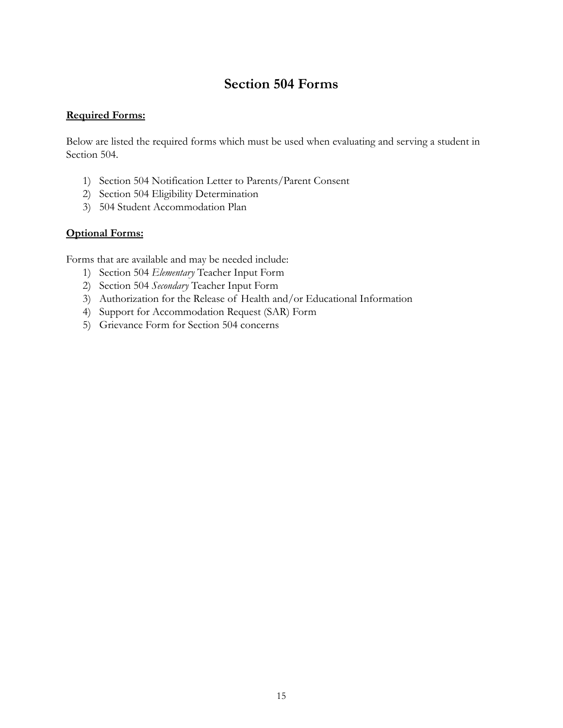# Section 504 Forms

**<u>Required Forms:</u>**

Below are listed the required forms which must be used when evaluating and serving a student in Section 504.

1) Section 504 Notification Letter to Parents/Parent Consent
2) Section 504 Eligibility Determination
3) 504 Student Accommodation Plan

**<u>Optional Forms:</u>**

Forms that are available and may be needed include:

1) Section 504 *Elementary* Teacher Input Form
2) Section 504 *Secondary* Teacher Input Form
3) Authorization for the Release of Health and/or Educational Information
4) Support for Accommodation Request (SAR) Form
5) Grievance Form for Section 504 concerns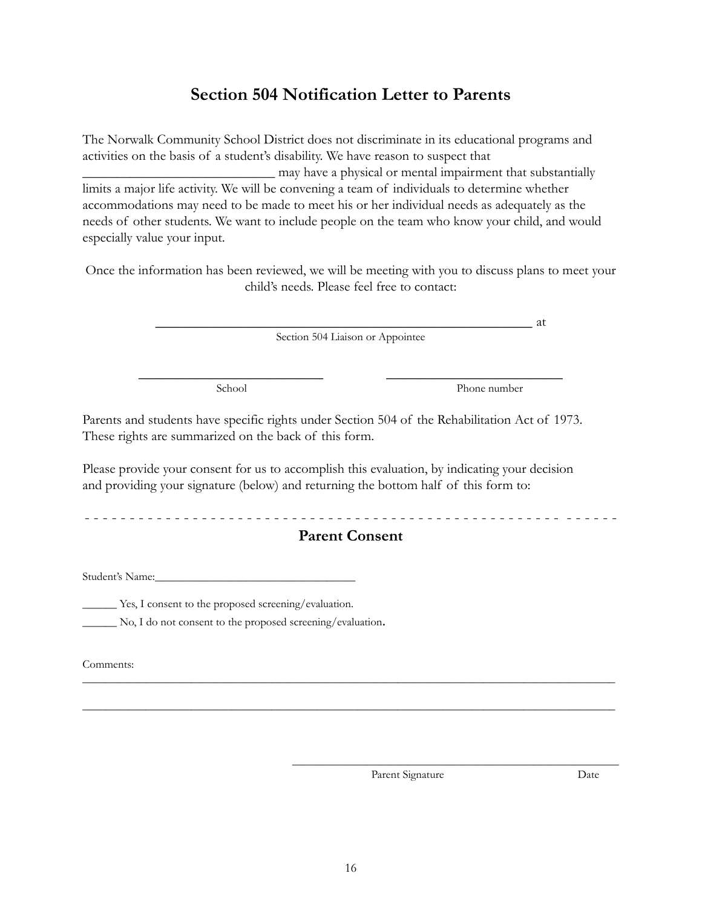# Section 504 Notification Letter to Parents

The Norwalk Community School District does not discriminate in its educational programs and activities on the basis of a student's disability. We have reason to suspect that ______________________________ may have a physical or mental impairment that substantially limits a major life activity. We will be convening a team of individuals to determine whether accommodations may need to be made to meet his or her individual needs as adequately as the needs of other students. We want to include people on the team who know your child, and would especially value your input.

Once the information has been reviewed, we will be meeting with you to discuss plans to meet your child's needs. Please feel free to contact:

______________________________________________________________ at
Section 504 Liaison or Appointee

______________________________ ______________________________
School Phone number

Parents and students have specific rights under Section 504 of the Rehabilitation Act of 1973. These rights are summarized on the back of this form.

Please provide your consent for us to accomplish this evaluation, by indicating your decision and providing your signature (below) and returning the bottom half of this form to:

- - - - - - - - - - - - - - - - - - - - - - - - - - - - - - - - - - - - - - - - - - - - - - - - - - - - - - - - - - - - -

## Parent Consent

Student's Name:____________________________________

______ Yes, I consent to the proposed screening/evaluation.

______ No, I do not consent to the proposed screening/evaluation.

Comments:

_____________________________________________________________________________________________

_____________________________________________________________________________________________

_________________________________________________________
Parent Signature Date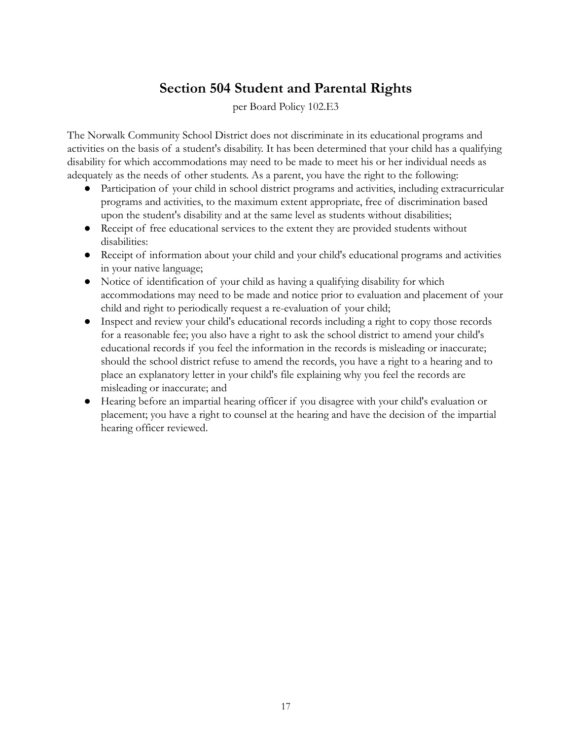## Section 504 Student and Parental Rights

per Board Policy 102.E3

The Norwalk Community School District does not discriminate in its educational programs and activities on the basis of a student's disability. It has been determined that your child has a qualifying disability for which accommodations may need to be made to meet his or her individual needs as adequately as the needs of other students. As a parent, you have the right to the following:

- Participation of your child in school district programs and activities, including extracurricular programs and activities, to the maximum extent appropriate, free of discrimination based upon the student's disability and at the same level as students without disabilities;
- Receipt of free educational services to the extent they are provided students without disabilities:
- Receipt of information about your child and your child's educational programs and activities in your native language;
- Notice of identification of your child as having a qualifying disability for which accommodations may need to be made and notice prior to evaluation and placement of your child and right to periodically request a re-evaluation of your child;
- Inspect and review your child's educational records including a right to copy those records for a reasonable fee; you also have a right to ask the school district to amend your child's educational records if you feel the information in the records is misleading or inaccurate; should the school district refuse to amend the records, you have a right to a hearing and to place an explanatory letter in your child's file explaining why you feel the records are misleading or inaccurate; and
- Hearing before an impartial hearing officer if you disagree with your child's evaluation or placement; you have a right to counsel at the hearing and have the decision of the impartial hearing officer reviewed.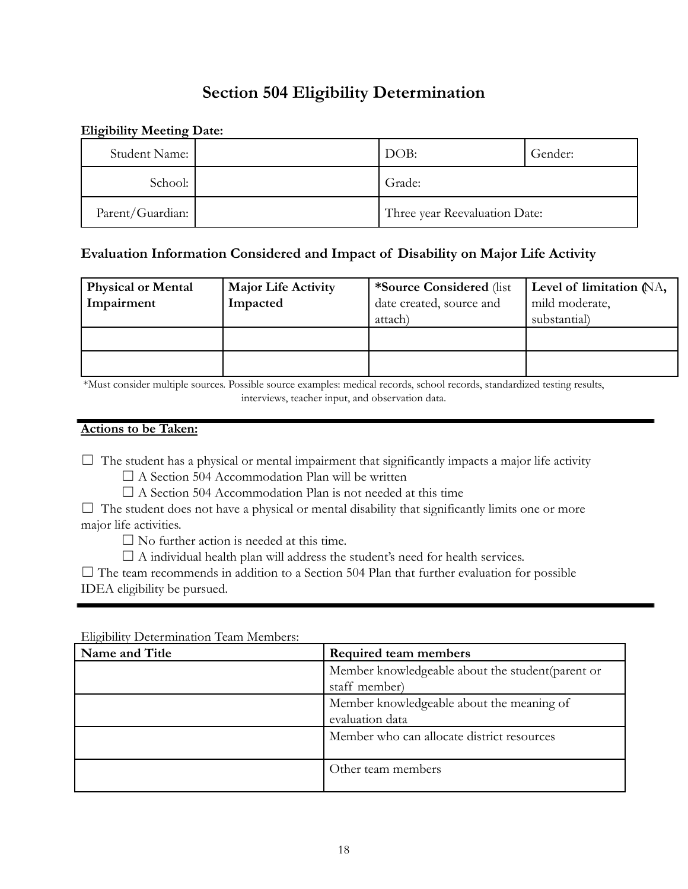# Section 504 Eligibility Determination

**Eligibility Meeting Date:**

| | | | |
|---|---|---|---|
| Student Name: | | DOB: | Gender: |
| School: | | Grade: | |
| Parent/Guardian: | | Three year Reevaluation Date: | |

### Evaluation Information Considered and Impact of Disability on Major Life Activity

| **Physical or Mental Impairment** | **Major Life Activity Impacted** | ***Source Considered** (list date created, source and attach) | **Level of limitation (**NA**,** mild moderate, substantial) |
|---|---|---|---|
| | | | |
| | | | |

*Must consider multiple sources. Possible source examples: medical records, school records, standardized testing results, interviews, teacher input, and observation data.

---

**Actions to be Taken:**

☐ The student has a physical or mental impairment that significantly impacts a major life activity

- ☐ A Section 504 Accommodation Plan will be written
- ☐ A Section 504 Accommodation Plan is not needed at this time

☐ The student does not have a physical or mental disability that significantly limits one or more major life activities.

- ☐ No further action is needed at this time.
- ☐ A individual health plan will address the student's need for health services.

☐ The team recommends in addition to a Section 504 Plan that further evaluation for possible IDEA eligibility be pursued.

---

Eligibility Determination Team Members:

| **Name and Title** | **Required team members** |
|---|---|
| | Member knowledgeable about the student(parent or staff member) |
| | Member knowledgeable about the meaning of evaluation data |
| | Member who can allocate district resources |
| | Other team members |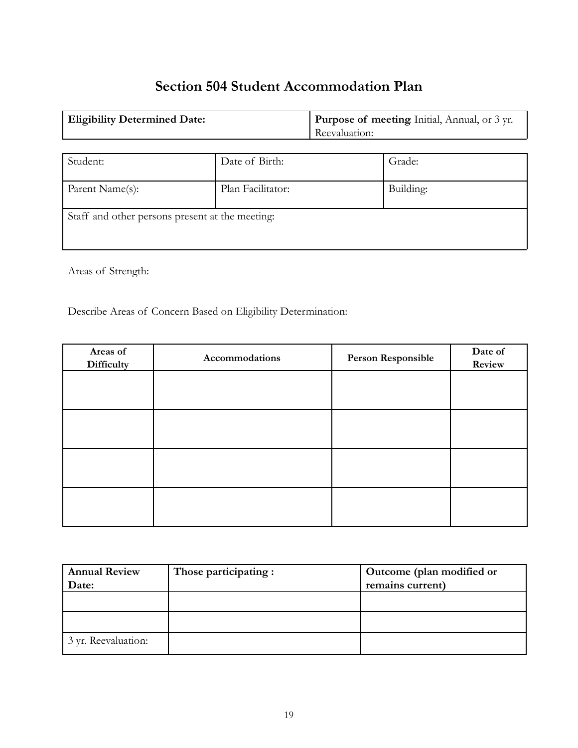# Section 504 Student Accommodation Plan

| **Eligibility Determined Date:** | **Purpose of meeting** Initial, Annual, or 3 yr. Reevaluation: |
|---|---|

| Student: | Date of Birth: | Grade: |
|---|---|---|
| Parent Name(s): | Plan Facilitator: | Building: |
| Staff and other persons present at the meeting: | | |

Areas of Strength:

Describe Areas of Concern Based on Eligibility Determination:

| **Areas of Difficulty** | **Accommodations** | **Person Responsible** | **Date of Review** |
|---|---|---|---|
| | | | |
| | | | |
| | | | |
| | | | |

| **Annual Review Date:** | **Those participating :** | **Outcome (plan modified or remains current)** |
|---|---|---|
| | | |
| | | |
| 3 yr. Reevaluation: | | |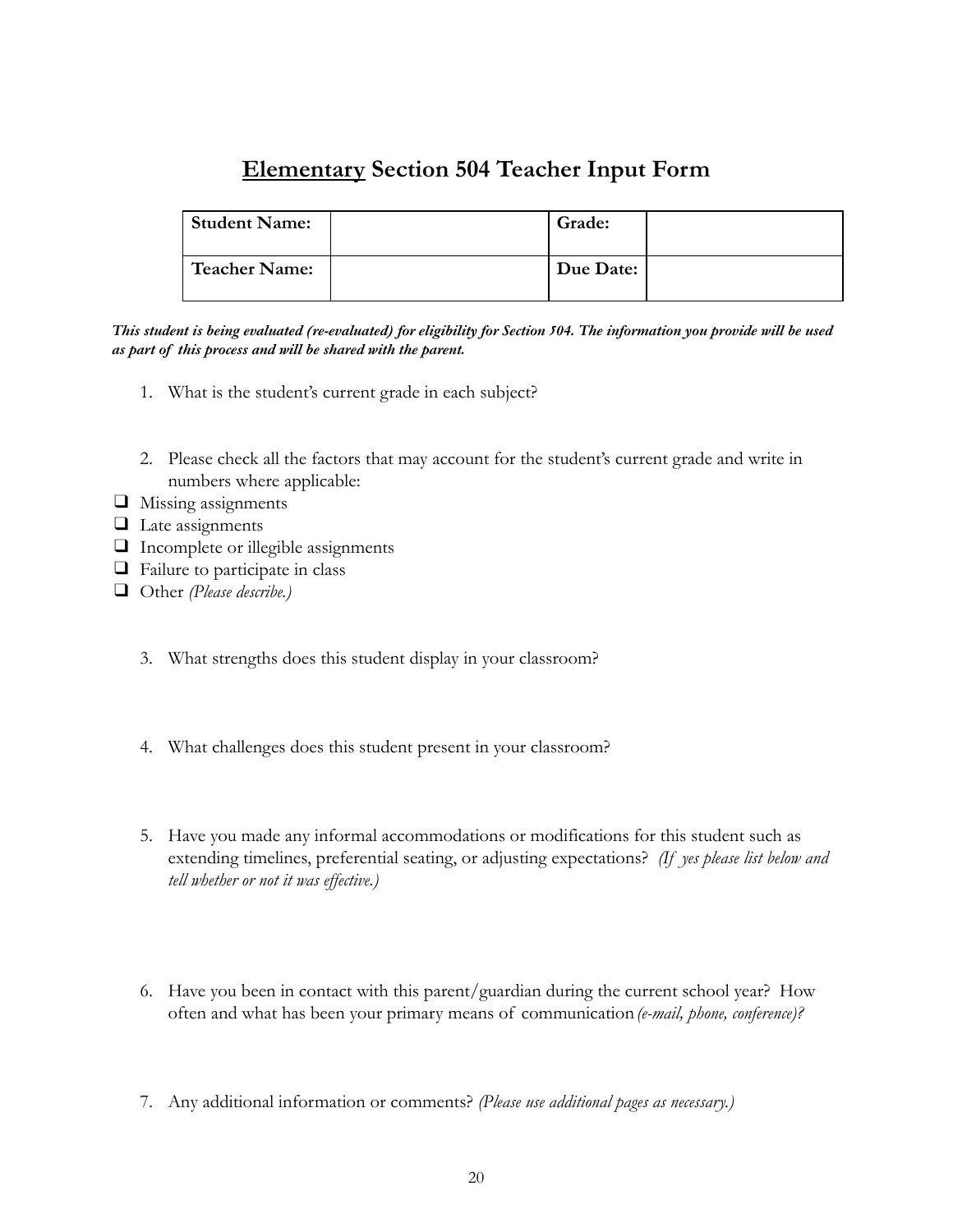# <u>Elementary</u> Section 504 Teacher Input Form

| **Student Name:** | | **Grade:** | |
|---|---|---|---|
| **Teacher Name:** | | **Due Date:** | |

***This student is being evaluated (re-evaluated) for eligibility for Section 504. The information you provide will be used as part of this process and will be shared with the parent.***

1. What is the student's current grade in each subject?

2. Please check all the factors that may account for the student's current grade and write in numbers where applicable:

- ❑ Missing assignments
- ❑ Late assignments
- ❑ Incomplete or illegible assignments
- ❑ Failure to participate in class
- ❑ Other *(Please describe.)*

3. What strengths does this student display in your classroom?

4. What challenges does this student present in your classroom?

5. Have you made any informal accommodations or modifications for this student such as extending timelines, preferential seating, or adjusting expectations? *(If yes please list below and tell whether or not it was effective.)*

6. Have you been in contact with this parent/guardian during the current school year? How often and what has been your primary means of communication *(e-mail, phone, conference)?*

7. Any additional information or comments? *(Please use additional pages as necessary.)*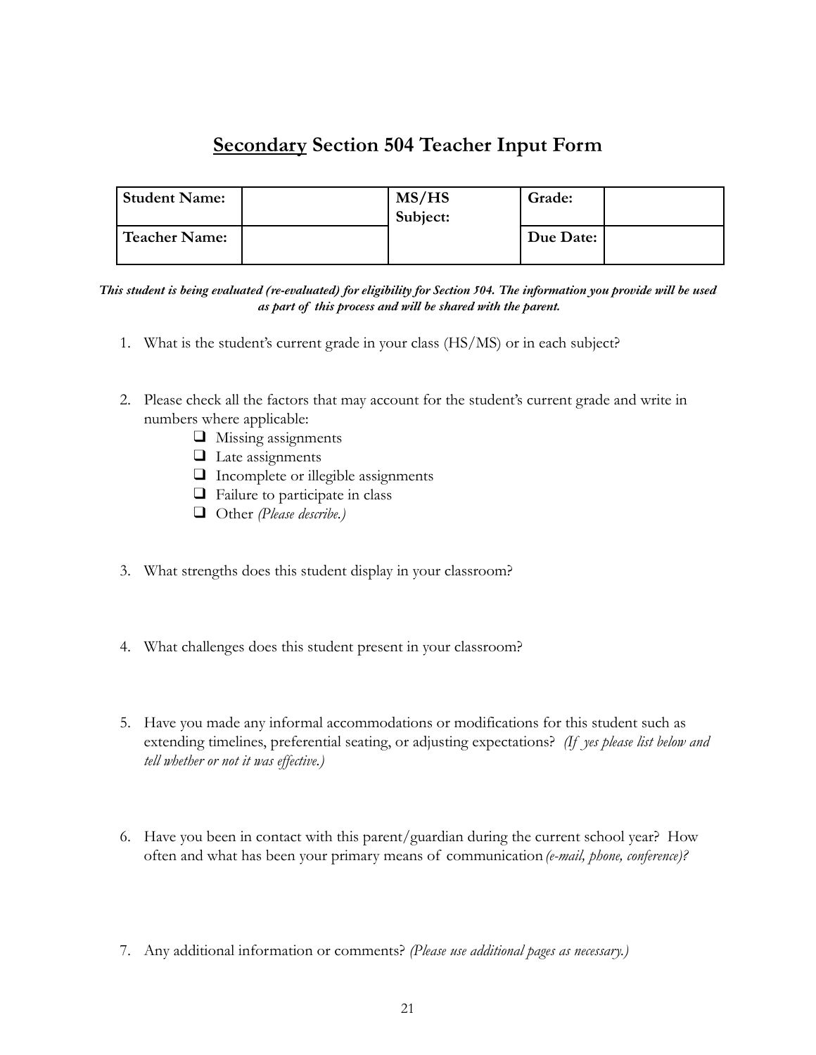# <u>Secondary</u> Section 504 Teacher Input Form

| **Student Name:** | | **MS/HS Subject:** | **Grade:** | |
|---|---|---|---|---|
| **Teacher Name:** | | | **Due Date:** | |

***This student is being evaluated (re-evaluated) for eligibility for Section 504. The information you provide will be used as part of this process and will be shared with the parent.***

1. What is the student's current grade in your class (HS/MS) or in each subject?

2. Please check all the factors that may account for the student's current grade and write in numbers where applicable:
   - ❑ Missing assignments
   - ❑ Late assignments
   - ❑ Incomplete or illegible assignments
   - ❑ Failure to participate in class
   - ❑ Other *(Please describe.)*

3. What strengths does this student display in your classroom?

4. What challenges does this student present in your classroom?

5. Have you made any informal accommodations or modifications for this student such as extending timelines, preferential seating, or adjusting expectations? *(If yes please list below and tell whether or not it was effective.)*

6. Have you been in contact with this parent/guardian during the current school year? How often and what has been your primary means of communication *(e-mail, phone, conference)?*

7. Any additional information or comments? *(Please use additional pages as necessary.)*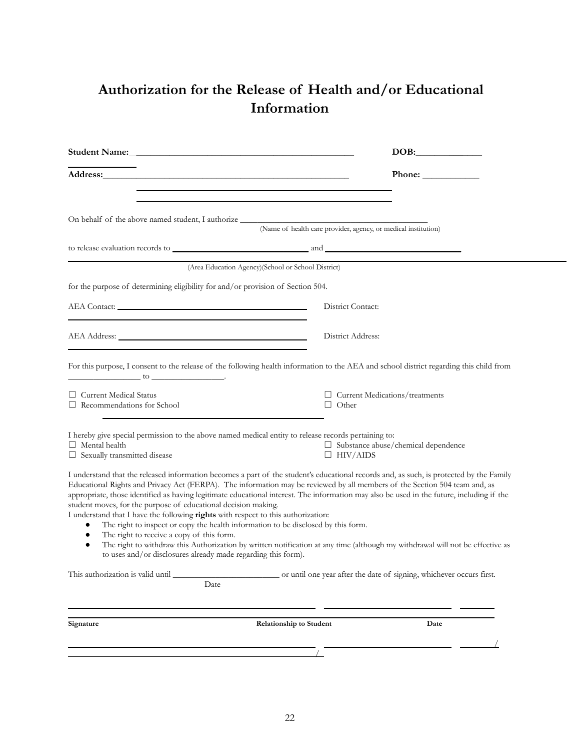# Authorization for the Release of Health and/or Educational Information

**Student Name:**\_\_\_\_\_\_\_\_\_\_\_\_\_\_\_\_\_\_\_\_\_\_\_\_\_\_\_\_\_\_\_\_\_\_\_\_\_\_\_\_\_\_\_\_\_\_\_\_ **DOB:**\_\_\_\_\_\_\_\_\_\_\_\_\_

**Address:**\_\_\_\_\_\_\_\_\_\_\_\_\_\_\_\_\_\_\_\_\_\_\_\_\_\_\_\_\_\_\_\_\_\_\_\_\_\_\_\_\_\_\_\_\_\_\_\_\_\_\_\_\_\_ **Phone:** \_\_\_\_\_\_\_\_\_\_\_\_

\_\_\_\_\_\_\_\_\_\_\_\_\_\_\_\_\_\_\_\_\_\_\_\_\_\_\_\_\_\_\_\_\_\_\_\_\_\_\_\_\_\_\_\_\_\_\_\_\_\_\_\_\_\_

\_\_\_\_\_\_\_\_\_\_\_\_\_\_\_\_\_\_\_\_\_\_\_\_\_\_\_\_\_\_\_\_\_\_\_\_\_\_\_\_\_\_\_\_\_\_\_\_\_\_\_\_\_\_

On behalf of the above named student, I authorize \_\_\_\_\_\_\_\_\_\_\_\_\_\_\_\_\_\_\_\_\_\_\_\_\_\_\_\_\_\_\_\_\_\_\_\_\_\_\_\_\_\_\_\_
(Name of health care provider, agency, or medical institution)

to release evaluation records to \_\_\_\_\_\_\_\_\_\_\_\_\_\_\_\_\_\_\_\_\_\_\_\_\_\_\_\_\_\_ and \_\_\_\_\_\_\_\_\_\_\_\_\_\_\_\_\_\_\_\_\_\_\_\_\_\_\_\_\_\_
(Area Education Agency)(School or School District)

for the purpose of determining eligibility for and/or provision of Section 504.

AEA Contact: \_\_\_\_\_\_\_\_\_\_\_\_\_\_\_\_\_\_\_\_\_\_\_\_\_\_\_\_\_\_\_\_\_\_\_\_\_\_\_\_ District Contact:

AEA Address: \_\_\_\_\_\_\_\_\_\_\_\_\_\_\_\_\_\_\_\_\_\_\_\_\_\_\_\_\_\_\_\_\_\_\_\_\_\_\_\_ District Address:

For this purpose, I consent to the release of the following health information to the AEA and school district regarding this child from \_\_\_\_\_\_\_\_\_\_\_\_\_\_\_\_\_ to \_\_\_\_\_\_\_\_\_\_\_\_\_\_\_\_\_.

- ☐ Current Medical Status
- ☐ Current Medications/treatments
- ☐ Recommendations for School
- ☐ Other \_\_\_\_\_\_\_\_\_\_\_\_\_\_\_\_\_\_\_\_\_\_\_\_\_\_\_\_\_\_\_\_\_\_\_\_\_\_\_\_\_\_\_\_

I hereby give special permission to the above named medical entity to release records pertaining to:

- ☐ Mental health
- ☐ Substance abuse/chemical dependence
- ☐ Sexually transmitted disease
- ☐ HIV/AIDS

I understand that the released information becomes a part of the student's educational records and, as such, is protected by the Family Educational Rights and Privacy Act (FERPA). The information may be reviewed by all members of the Section 504 team and, as appropriate, those identified as having legitimate educational interest. The information may also be used in the future, including if the student moves, for the purpose of educational decision making.

I understand that I have the following **rights** with respect to this authorization:

- The right to inspect or copy the health information to be disclosed by this form.
- The right to receive a copy of this form.
- The right to withdraw this Authorization by written notification at any time (although my withdrawal will not be effective as to uses and/or disclosures already made regarding this form).

This authorization is valid until \_\_\_\_\_\_\_\_\_\_\_\_\_\_\_\_\_\_\_\_\_\_\_\_\_ or until one year after the date of signing, whichever occurs first.
Date

| Signature | Relationship to Student | Date |
|---|---|---|
| | | |
| | | / |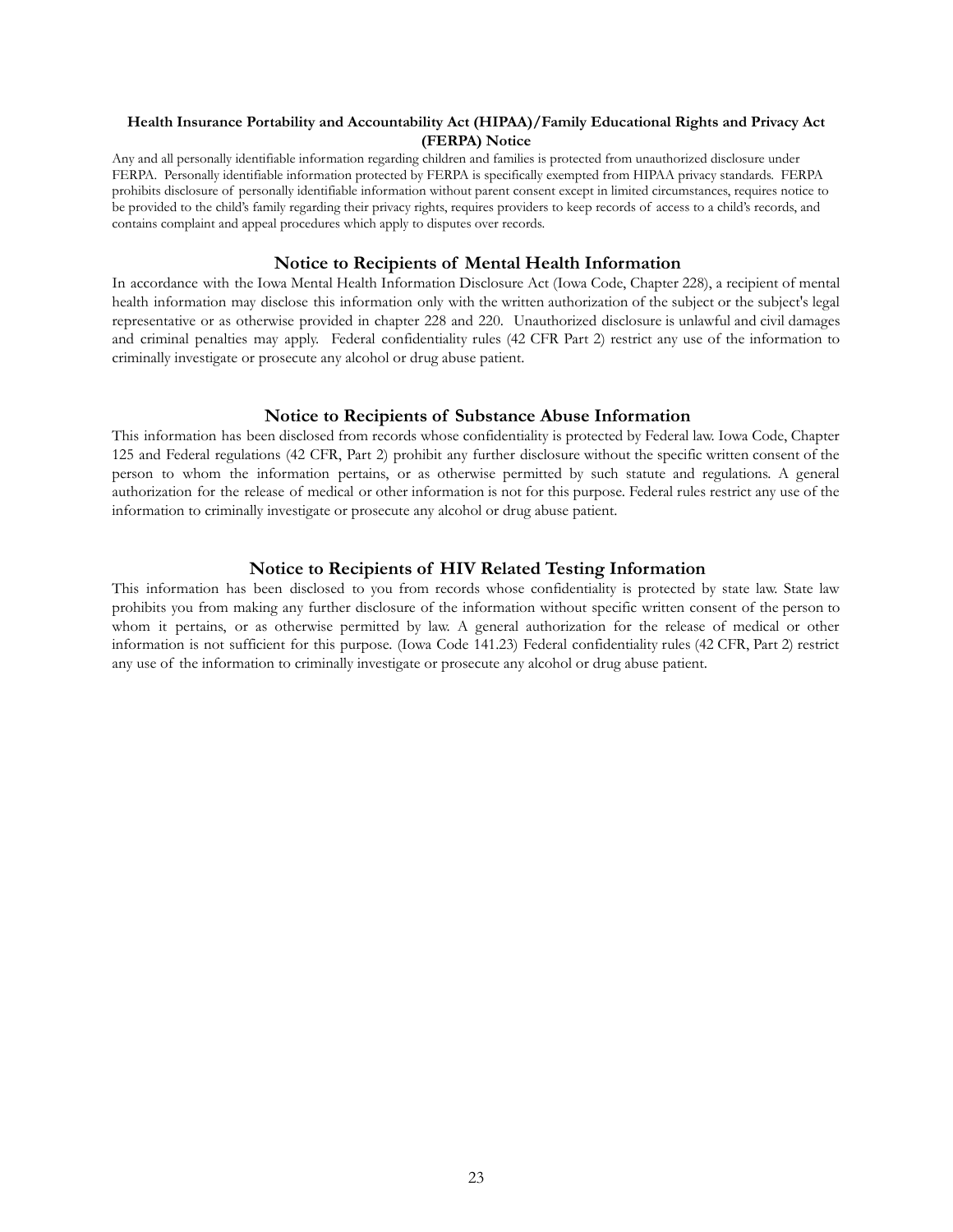### Health Insurance Portability and Accountability Act (HIPAA)/Family Educational Rights and Privacy Act (FERPA) Notice

Any and all personally identifiable information regarding children and families is protected from unauthorized disclosure under FERPA. Personally identifiable information protected by FERPA is specifically exempted from HIPAA privacy standards. FERPA prohibits disclosure of personally identifiable information without parent consent except in limited circumstances, requires notice to be provided to the child's family regarding their privacy rights, requires providers to keep records of access to a child's records, and contains complaint and appeal procedures which apply to disputes over records.

## Notice to Recipients of Mental Health Information

In accordance with the Iowa Mental Health Information Disclosure Act (Iowa Code, Chapter 228), a recipient of mental health information may disclose this information only with the written authorization of the subject or the subject's legal representative or as otherwise provided in chapter 228 and 220. Unauthorized disclosure is unlawful and civil damages and criminal penalties may apply. Federal confidentiality rules (42 CFR Part 2) restrict any use of the information to criminally investigate or prosecute any alcohol or drug abuse patient.

## Notice to Recipients of Substance Abuse Information

This information has been disclosed from records whose confidentiality is protected by Federal law. Iowa Code, Chapter 125 and Federal regulations (42 CFR, Part 2) prohibit any further disclosure without the specific written consent of the person to whom the information pertains, or as otherwise permitted by such statute and regulations. A general authorization for the release of medical or other information is not for this purpose. Federal rules restrict any use of the information to criminally investigate or prosecute any alcohol or drug abuse patient.

## Notice to Recipients of HIV Related Testing Information

This information has been disclosed to you from records whose confidentiality is protected by state law. State law prohibits you from making any further disclosure of the information without specific written consent of the person to whom it pertains, or as otherwise permitted by law. A general authorization for the release of medical or other information is not sufficient for this purpose. (Iowa Code 141.23) Federal confidentiality rules (42 CFR, Part 2) restrict any use of the information to criminally investigate or prosecute any alcohol or drug abuse patient.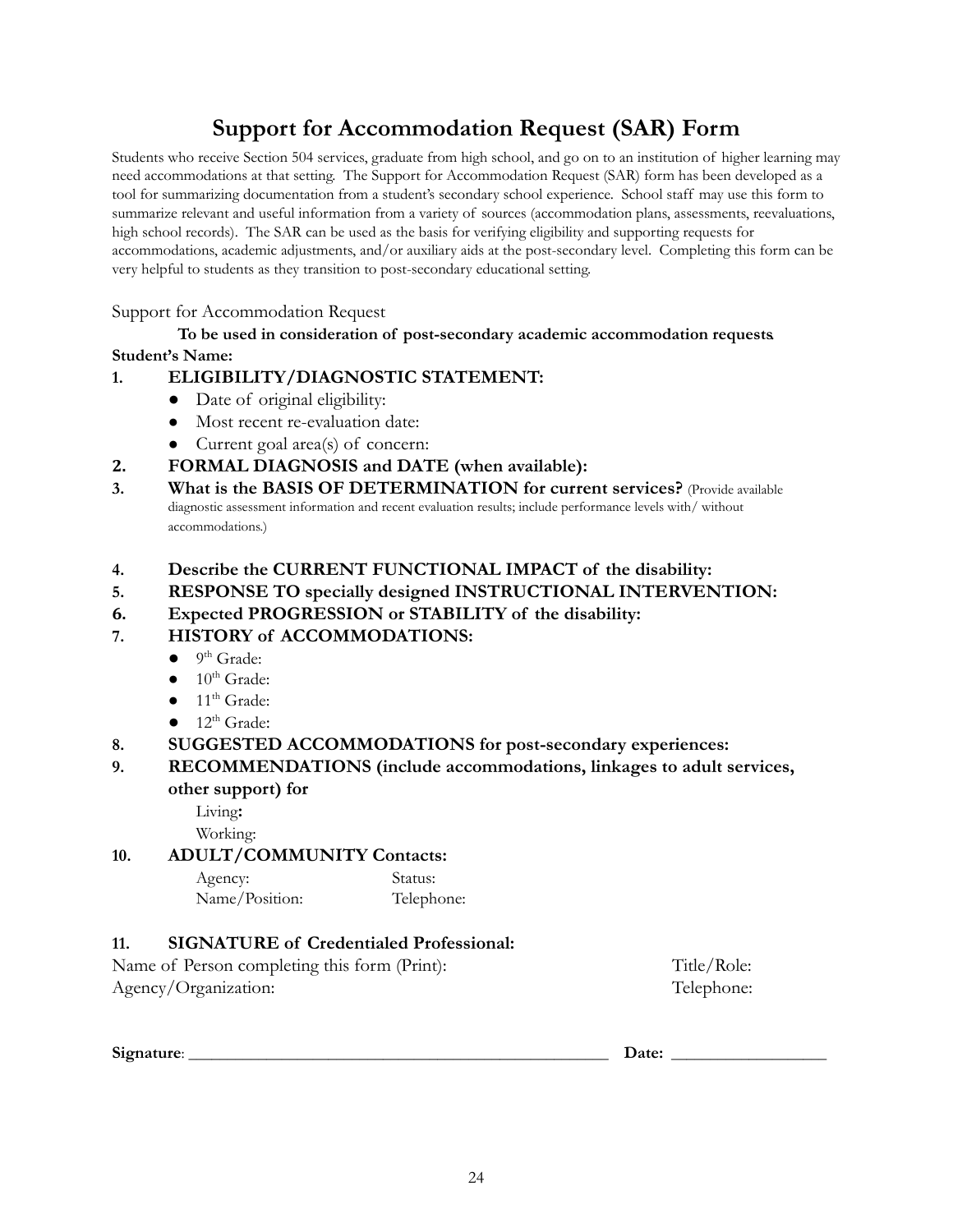# Support for Accommodation Request (SAR) Form

Students who receive Section 504 services, graduate from high school, and go on to an institution of higher learning may need accommodations at that setting. The Support for Accommodation Request (SAR) form has been developed as a tool for summarizing documentation from a student's secondary school experience. School staff may use this form to summarize relevant and useful information from a variety of sources (accommodation plans, assessments, reevaluations, high school records). The SAR can be used as the basis for verifying eligibility and supporting requests for accommodations, academic adjustments, and/or auxiliary aids at the post-secondary level. Completing this form can be very helpful to students as they transition to post-secondary educational setting.

Support for Accommodation Request

**To be used in consideration of post-secondary academic accommodation requests**.

**Student's Name:**

1. **ELIGIBILITY/DIAGNOSTIC STATEMENT:**
   - Date of original eligibility:
   - Most recent re-evaluation date:
   - Current goal area(s) of concern:
2. **FORMAL DIAGNOSIS and DATE (when available):**
3. **What is the BASIS OF DETERMINATION for current services?** (Provide available diagnostic assessment information and recent evaluation results; include performance levels with/ without accommodations.)
4. **Describe the CURRENT FUNCTIONAL IMPACT of the disability:**
5. **RESPONSE TO specially designed INSTRUCTIONAL INTERVENTION:**
6. **Expected PROGRESSION or STABILITY of the disability:**
7. **HISTORY of ACCOMMODATIONS:**
   - 9th Grade:
   - 10th Grade:
   - 11th Grade:
   - 12th Grade:
8. **SUGGESTED ACCOMMODATIONS for post-secondary experiences:**
9. **RECOMMENDATIONS (include accommodations, linkages to adult services, other support) for**

   Living**:**

   Working:
10. **ADULT/COMMUNITY Contacts:**

    Agency: Status:

    Name/Position: Telephone:

11. **SIGNATURE of Credentialed Professional:**

Name of Person completing this form (Print): Title/Role:

Agency/Organization: Telephone:

**Signature**: ______________________________________________ **Date:** ________________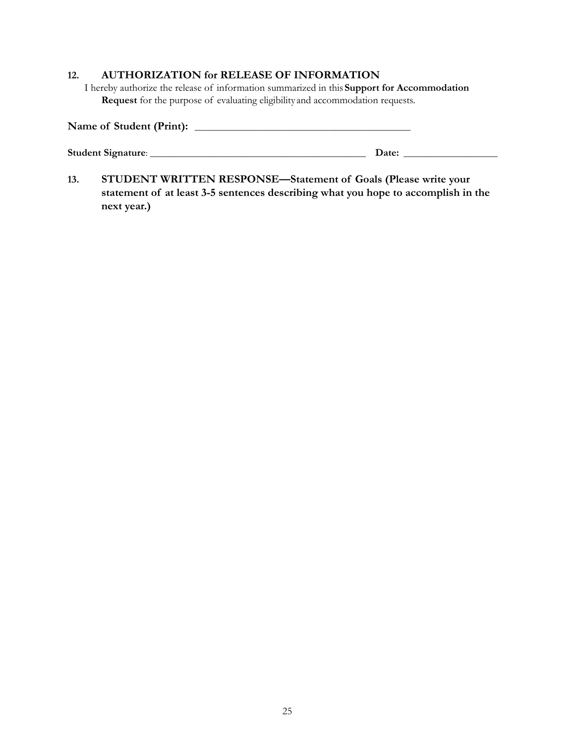## 12. AUTHORIZATION for RELEASE OF INFORMATION

I hereby authorize the release of information summarized in this **Support for Accommodation Request** for the purpose of evaluating eligibility and accommodation requests.

**Name of Student (Print):** ________________________________________

**Student Signature**: ________________________________________ **Date:** ________________

## 13. STUDENT WRITTEN RESPONSE—Statement of Goals (Please write your statement of at least 3-5 sentences describing what you hope to accomplish in the next year.)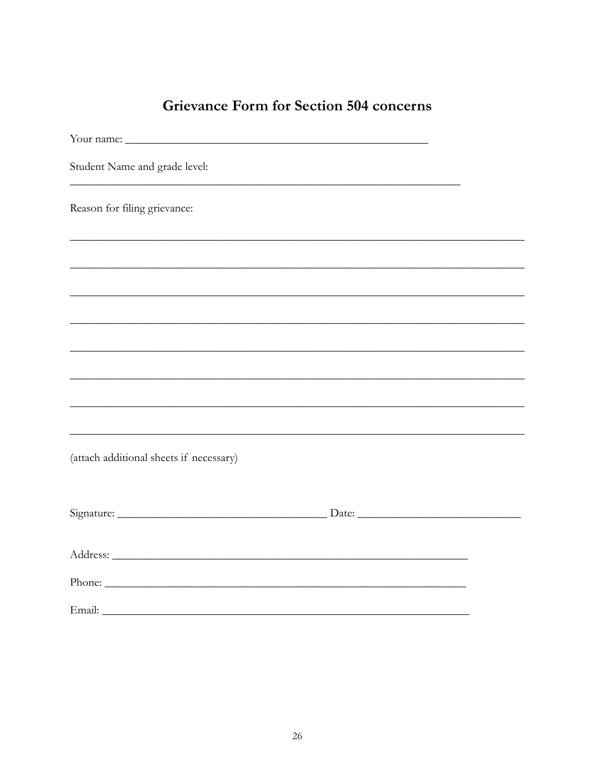# Grievance Form for Section 504 concerns

Your name: ____________________________________________

Student Name and grade level:

____________________________________________________________

Reason for filing grievance:

______________________________________________________________________

______________________________________________________________________

______________________________________________________________________

______________________________________________________________________

______________________________________________________________________

______________________________________________________________________

______________________________________________________________________

______________________________________________________________________

(attach additional sheets if necessary)

Signature: ______________________________ Date: ______________________

Address: ______________________________________________________

Phone: ________________________________________________________

Email: ________________________________________________________